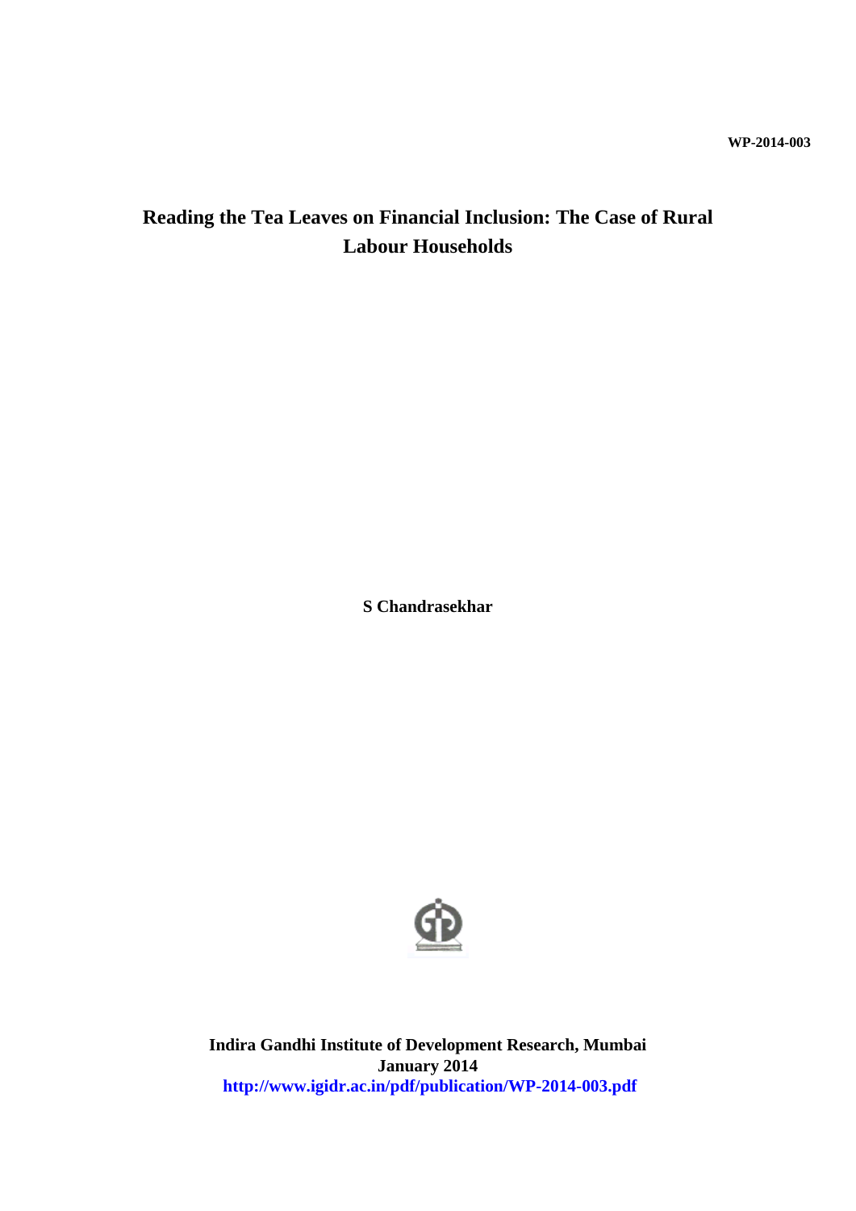WP-2014-003

# Reading the Tea Leaves on Financial Inclusion: The Case of Rural Labour Households

**S Chandrasekhar**

**Indira Gandhi Institute of Development Research, Mumbai**
**January 2014**
**http://www.igidr.ac.in/pdf/publication/WP-2014-003.pdf**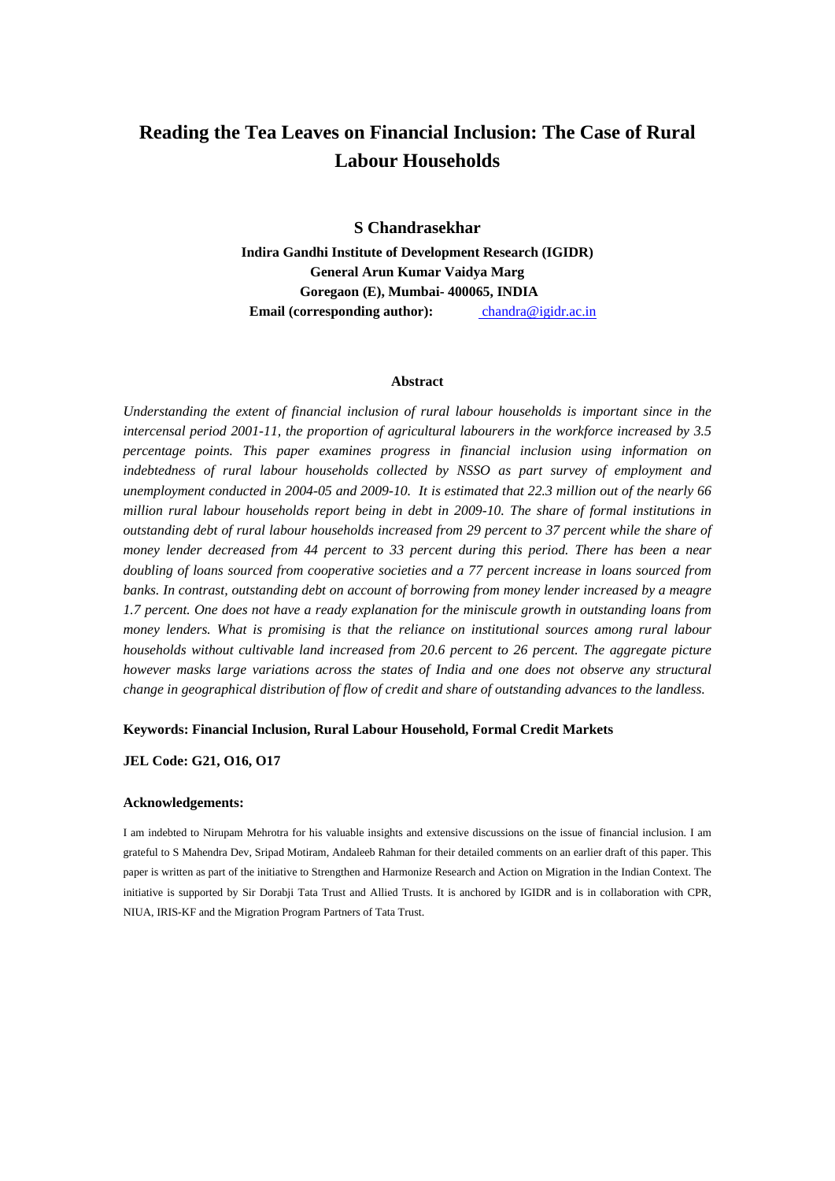# Reading the Tea Leaves on Financial Inclusion: The Case of Rural Labour Households

**S Chandrasekhar**

**Indira Gandhi Institute of Development Research (IGIDR)**
**General Arun Kumar Vaidya Marg**
**Goregaon (E), Mumbai- 400065, INDIA**
**Email (corresponding author):** chandra@igidr.ac.in

### Abstract

*Understanding the extent of financial inclusion of rural labour households is important since in the intercensal period 2001-11, the proportion of agricultural labourers in the workforce increased by 3.5 percentage points. This paper examines progress in financial inclusion using information on indebtedness of rural labour households collected by NSSO as part survey of employment and unemployment conducted in 2004-05 and 2009-10. It is estimated that 22.3 million out of the nearly 66 million rural labour households report being in debt in 2009-10. The share of formal institutions in outstanding debt of rural labour households increased from 29 percent to 37 percent while the share of money lender decreased from 44 percent to 33 percent during this period. There has been a near doubling of loans sourced from cooperative societies and a 77 percent increase in loans sourced from banks. In contrast, outstanding debt on account of borrowing from money lender increased by a meagre 1.7 percent. One does not have a ready explanation for the miniscule growth in outstanding loans from money lenders. What is promising is that the reliance on institutional sources among rural labour households without cultivable land increased from 20.6 percent to 26 percent. The aggregate picture however masks large variations across the states of India and one does not observe any structural change in geographical distribution of flow of credit and share of outstanding advances to the landless.*

**Keywords: Financial Inclusion, Rural Labour Household, Formal Credit Markets**

**JEL Code: G21, O16, O17**

**Acknowledgements:**

I am indebted to Nirupam Mehrotra for his valuable insights and extensive discussions on the issue of financial inclusion. I am grateful to S Mahendra Dev, Sripad Motiram, Andaleeb Rahman for their detailed comments on an earlier draft of this paper. This paper is written as part of the initiative to Strengthen and Harmonize Research and Action on Migration in the Indian Context. The initiative is supported by Sir Dorabji Tata Trust and Allied Trusts. It is anchored by IGIDR and is in collaboration with CPR, NIUA, IRIS-KF and the Migration Program Partners of Tata Trust.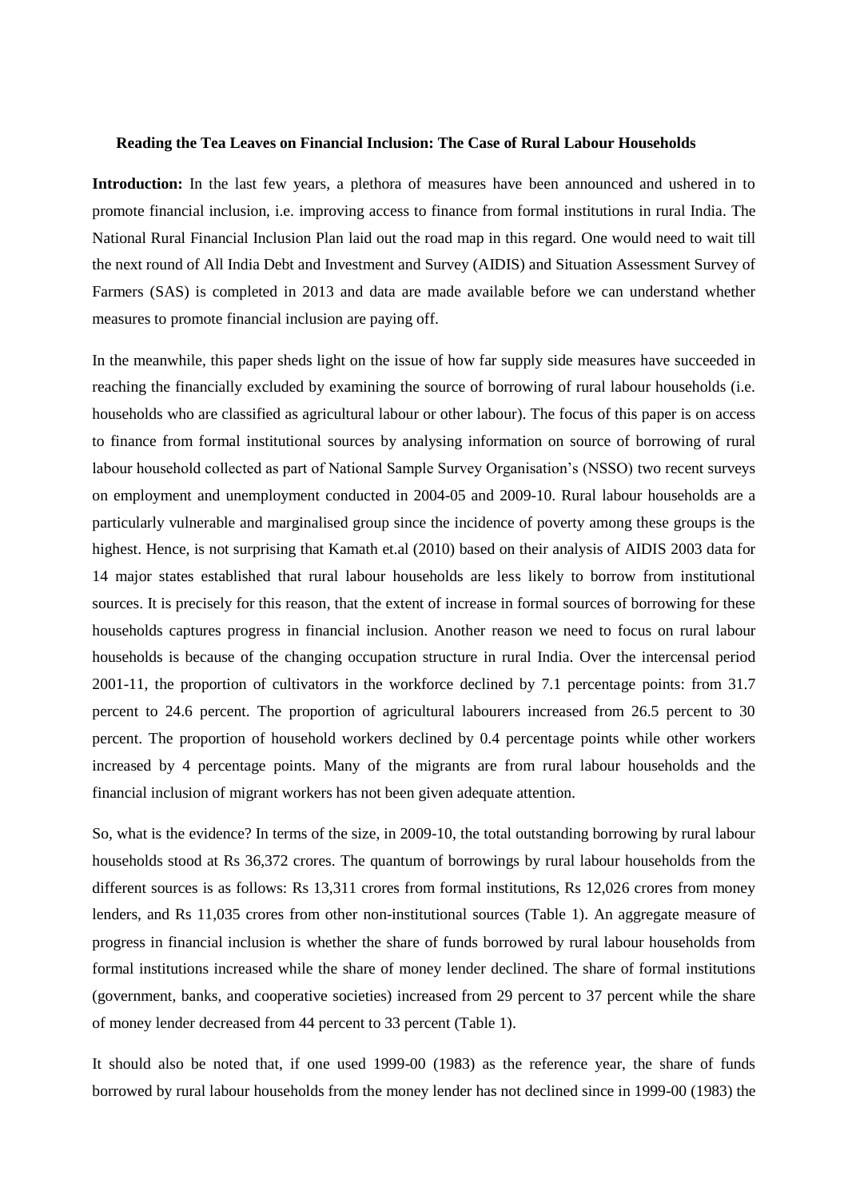**Reading the Tea Leaves on Financial Inclusion: The Case of Rural Labour Households**

**Introduction:** In the last few years, a plethora of measures have been announced and ushered in to promote financial inclusion, i.e. improving access to finance from formal institutions in rural India. The National Rural Financial Inclusion Plan laid out the road map in this regard. One would need to wait till the next round of All India Debt and Investment and Survey (AIDIS) and Situation Assessment Survey of Farmers (SAS) is completed in 2013 and data are made available before we can understand whether measures to promote financial inclusion are paying off.

In the meanwhile, this paper sheds light on the issue of how far supply side measures have succeeded in reaching the financially excluded by examining the source of borrowing of rural labour households (i.e. households who are classified as agricultural labour or other labour). The focus of this paper is on access to finance from formal institutional sources by analysing information on source of borrowing of rural labour household collected as part of National Sample Survey Organisation's (NSSO) two recent surveys on employment and unemployment conducted in 2004-05 and 2009-10. Rural labour households are a particularly vulnerable and marginalised group since the incidence of poverty among these groups is the highest. Hence, is not surprising that Kamath et.al (2010) based on their analysis of AIDIS 2003 data for 14 major states established that rural labour households are less likely to borrow from institutional sources. It is precisely for this reason, that the extent of increase in formal sources of borrowing for these households captures progress in financial inclusion. Another reason we need to focus on rural labour households is because of the changing occupation structure in rural India. Over the intercensal period 2001-11, the proportion of cultivators in the workforce declined by 7.1 percentage points: from 31.7 percent to 24.6 percent. The proportion of agricultural labourers increased from 26.5 percent to 30 percent. The proportion of household workers declined by 0.4 percentage points while other workers increased by 4 percentage points. Many of the migrants are from rural labour households and the financial inclusion of migrant workers has not been given adequate attention.

So, what is the evidence? In terms of the size, in 2009-10, the total outstanding borrowing by rural labour households stood at Rs 36,372 crores. The quantum of borrowings by rural labour households from the different sources is as follows: Rs 13,311 crores from formal institutions, Rs 12,026 crores from money lenders, and Rs 11,035 crores from other non-institutional sources (Table 1). An aggregate measure of progress in financial inclusion is whether the share of funds borrowed by rural labour households from formal institutions increased while the share of money lender declined. The share of formal institutions (government, banks, and cooperative societies) increased from 29 percent to 37 percent while the share of money lender decreased from 44 percent to 33 percent (Table 1).

It should also be noted that, if one used 1999-00 (1983) as the reference year, the share of funds borrowed by rural labour households from the money lender has not declined since in 1999-00 (1983) the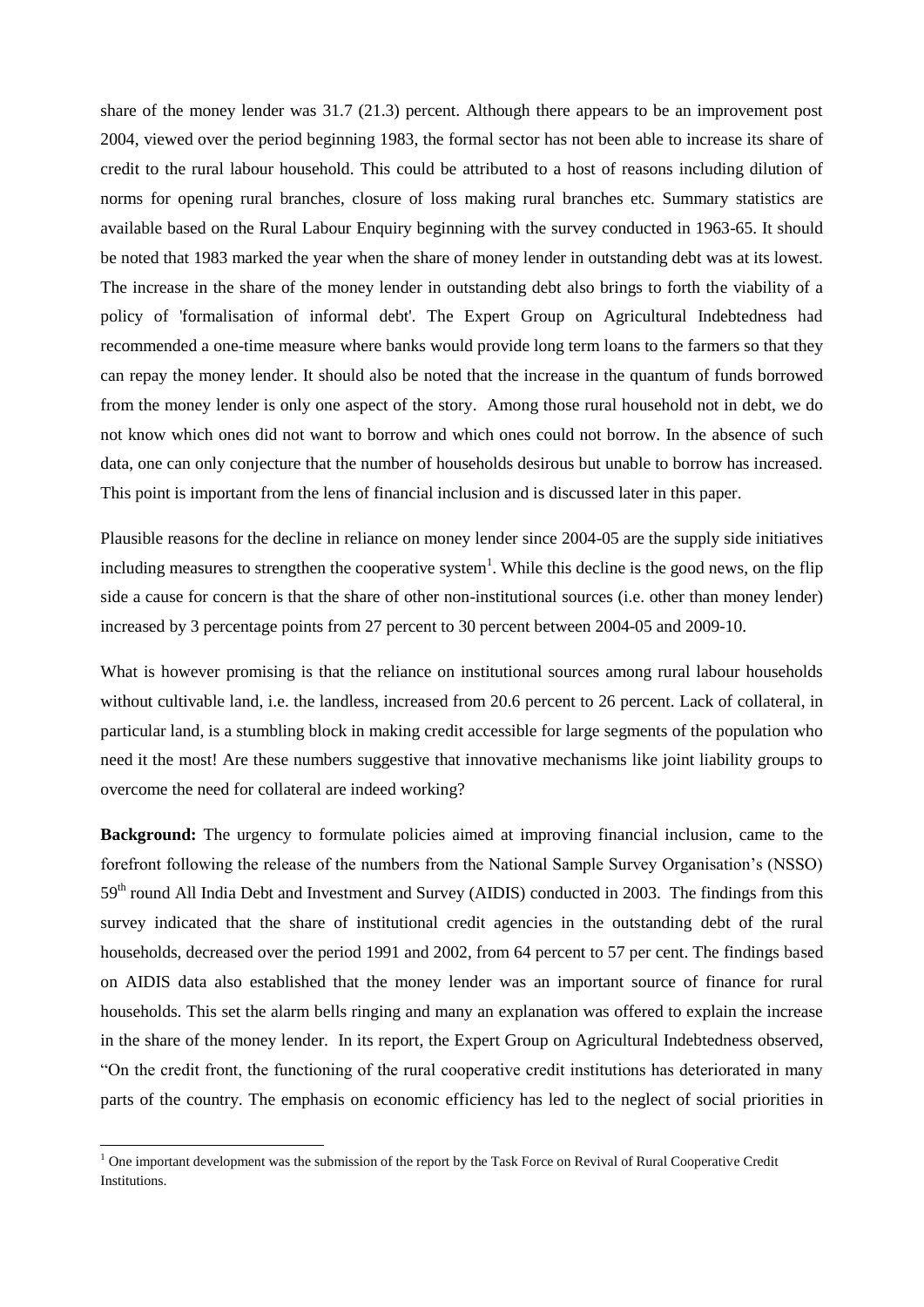share of the money lender was 31.7 (21.3) percent. Although there appears to be an improvement post 2004, viewed over the period beginning 1983, the formal sector has not been able to increase its share of credit to the rural labour household. This could be attributed to a host of reasons including dilution of norms for opening rural branches, closure of loss making rural branches etc. Summary statistics are available based on the Rural Labour Enquiry beginning with the survey conducted in 1963-65. It should be noted that 1983 marked the year when the share of money lender in outstanding debt was at its lowest. The increase in the share of the money lender in outstanding debt also brings to forth the viability of a policy of 'formalisation of informal debt'. The Expert Group on Agricultural Indebtedness had recommended a one-time measure where banks would provide long term loans to the farmers so that they can repay the money lender. It should also be noted that the increase in the quantum of funds borrowed from the money lender is only one aspect of the story. Among those rural household not in debt, we do not know which ones did not want to borrow and which ones could not borrow. In the absence of such data, one can only conjecture that the number of households desirous but unable to borrow has increased. This point is important from the lens of financial inclusion and is discussed later in this paper.

Plausible reasons for the decline in reliance on money lender since 2004-05 are the supply side initiatives including measures to strengthen the cooperative system[1]. While this decline is the good news, on the flip side a cause for concern is that the share of other non-institutional sources (i.e. other than money lender) increased by 3 percentage points from 27 percent to 30 percent between 2004-05 and 2009-10.

What is however promising is that the reliance on institutional sources among rural labour households without cultivable land, i.e. the landless, increased from 20.6 percent to 26 percent. Lack of collateral, in particular land, is a stumbling block in making credit accessible for large segments of the population who need it the most! Are these numbers suggestive that innovative mechanisms like joint liability groups to overcome the need for collateral are indeed working?

**Background:** The urgency to formulate policies aimed at improving financial inclusion, came to the forefront following the release of the numbers from the National Sample Survey Organisation's (NSSO) 59th round All India Debt and Investment and Survey (AIDIS) conducted in 2003. The findings from this survey indicated that the share of institutional credit agencies in the outstanding debt of the rural households, decreased over the period 1991 and 2002, from 64 percent to 57 per cent. The findings based on AIDIS data also established that the money lender was an important source of finance for rural households. This set the alarm bells ringing and many an explanation was offered to explain the increase in the share of the money lender. In its report, the Expert Group on Agricultural Indebtedness observed, "On the credit front, the functioning of the rural cooperative credit institutions has deteriorated in many parts of the country. The emphasis on economic efficiency has led to the neglect of social priorities in

[1] One important development was the submission of the report by the Task Force on Revival of Rural Cooperative Credit Institutions.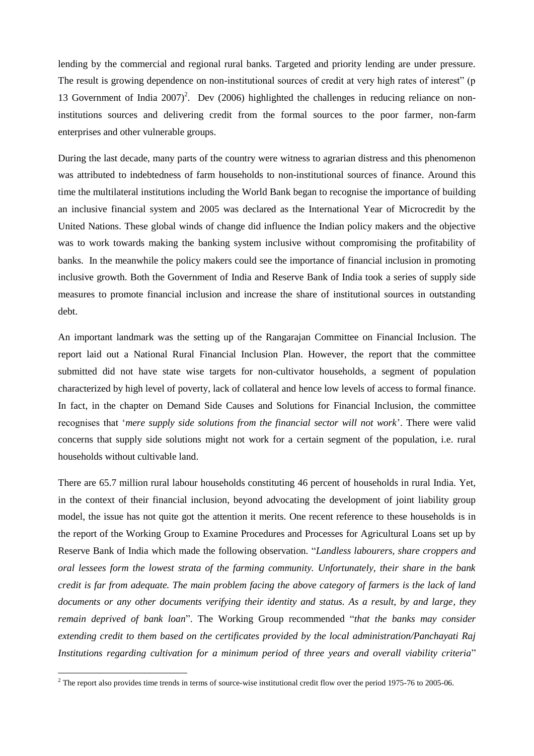lending by the commercial and regional rural banks. Targeted and priority lending are under pressure. The result is growing dependence on non-institutional sources of credit at very high rates of interest" (p 13 Government of India 2007)[2]. Dev (2006) highlighted the challenges in reducing reliance on non-institutions sources and delivering credit from the formal sources to the poor farmer, non-farm enterprises and other vulnerable groups.

During the last decade, many parts of the country were witness to agrarian distress and this phenomenon was attributed to indebtedness of farm households to non-institutional sources of finance. Around this time the multilateral institutions including the World Bank began to recognise the importance of building an inclusive financial system and 2005 was declared as the International Year of Microcredit by the United Nations. These global winds of change did influence the Indian policy makers and the objective was to work towards making the banking system inclusive without compromising the profitability of banks. In the meanwhile the policy makers could see the importance of financial inclusion in promoting inclusive growth. Both the Government of India and Reserve Bank of India took a series of supply side measures to promote financial inclusion and increase the share of institutional sources in outstanding debt.

An important landmark was the setting up of the Rangarajan Committee on Financial Inclusion. The report laid out a National Rural Financial Inclusion Plan. However, the report that the committee submitted did not have state wise targets for non-cultivator households, a segment of population characterized by high level of poverty, lack of collateral and hence low levels of access to formal finance. In fact, in the chapter on Demand Side Causes and Solutions for Financial Inclusion, the committee recognises that '*mere supply side solutions from the financial sector will not work*'. There were valid concerns that supply side solutions might not work for a certain segment of the population, i.e. rural households without cultivable land.

There are 65.7 million rural labour households constituting 46 percent of households in rural India. Yet, in the context of their financial inclusion, beyond advocating the development of joint liability group model, the issue has not quite got the attention it merits. One recent reference to these households is in the report of the Working Group to Examine Procedures and Processes for Agricultural Loans set up by Reserve Bank of India which made the following observation. "*Landless labourers, share croppers and oral lessees form the lowest strata of the farming community. Unfortunately, their share in the bank credit is far from adequate. The main problem facing the above category of farmers is the lack of land documents or any other documents verifying their identity and status. As a result, by and large, they remain deprived of bank loan*". The Working Group recommended "*that the banks may consider extending credit to them based on the certificates provided by the local administration/Panchayati Raj Institutions regarding cultivation for a minimum period of three years and overall viability criteria*"

[2] The report also provides time trends in terms of source-wise institutional credit flow over the period 1975-76 to 2005-06.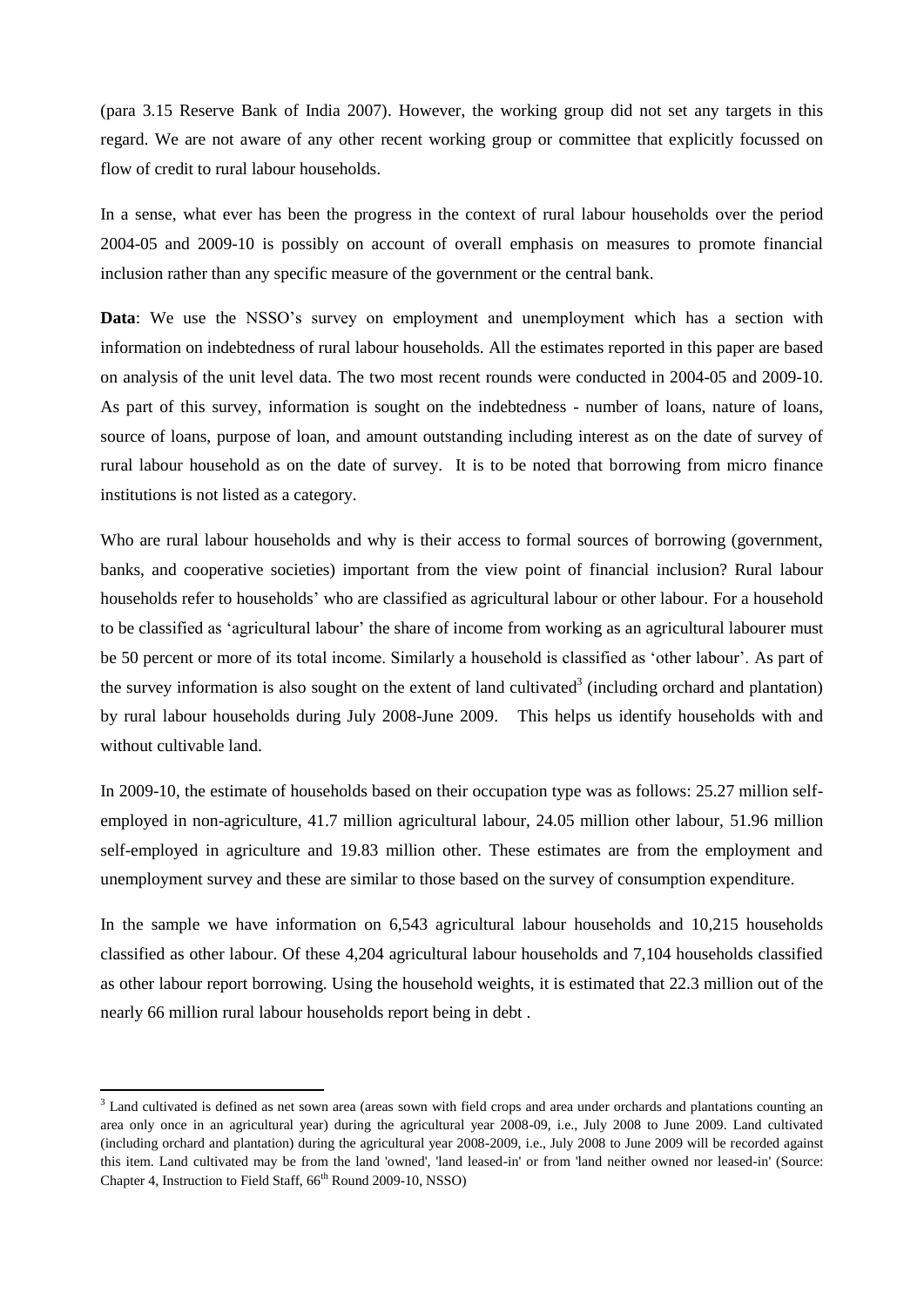(para 3.15 Reserve Bank of India 2007). However, the working group did not set any targets in this regard. We are not aware of any other recent working group or committee that explicitly focussed on flow of credit to rural labour households.

In a sense, what ever has been the progress in the context of rural labour households over the period 2004-05 and 2009-10 is possibly on account of overall emphasis on measures to promote financial inclusion rather than any specific measure of the government or the central bank.

**Data**: We use the NSSO's survey on employment and unemployment which has a section with information on indebtedness of rural labour households. All the estimates reported in this paper are based on analysis of the unit level data. The two most recent rounds were conducted in 2004-05 and 2009-10. As part of this survey, information is sought on the indebtedness - number of loans, nature of loans, source of loans, purpose of loan, and amount outstanding including interest as on the date of survey of rural labour household as on the date of survey. It is to be noted that borrowing from micro finance institutions is not listed as a category.

Who are rural labour households and why is their access to formal sources of borrowing (government, banks, and cooperative societies) important from the view point of financial inclusion? Rural labour households refer to households' who are classified as agricultural labour or other labour. For a household to be classified as 'agricultural labour' the share of income from working as an agricultural labourer must be 50 percent or more of its total income. Similarly a household is classified as 'other labour'. As part of the survey information is also sought on the extent of land cultivated[3] (including orchard and plantation) by rural labour households during July 2008-June 2009. This helps us identify households with and without cultivable land.

In 2009-10, the estimate of households based on their occupation type was as follows: 25.27 million self-employed in non-agriculture, 41.7 million agricultural labour, 24.05 million other labour, 51.96 million self-employed in agriculture and 19.83 million other. These estimates are from the employment and unemployment survey and these are similar to those based on the survey of consumption expenditure.

In the sample we have information on 6,543 agricultural labour households and 10,215 households classified as other labour. Of these 4,204 agricultural labour households and 7,104 households classified as other labour report borrowing. Using the household weights, it is estimated that 22.3 million out of the nearly 66 million rural labour households report being in debt .

[3] Land cultivated is defined as net sown area (areas sown with field crops and area under orchards and plantations counting an area only once in an agricultural year) during the agricultural year 2008-09, i.e., July 2008 to June 2009. Land cultivated (including orchard and plantation) during the agricultural year 2008-2009, i.e., July 2008 to June 2009 will be recorded against this item. Land cultivated may be from the land 'owned', 'land leased-in' or from 'land neither owned nor leased-in' (Source: Chapter 4, Instruction to Field Staff, 66th Round 2009-10, NSSO)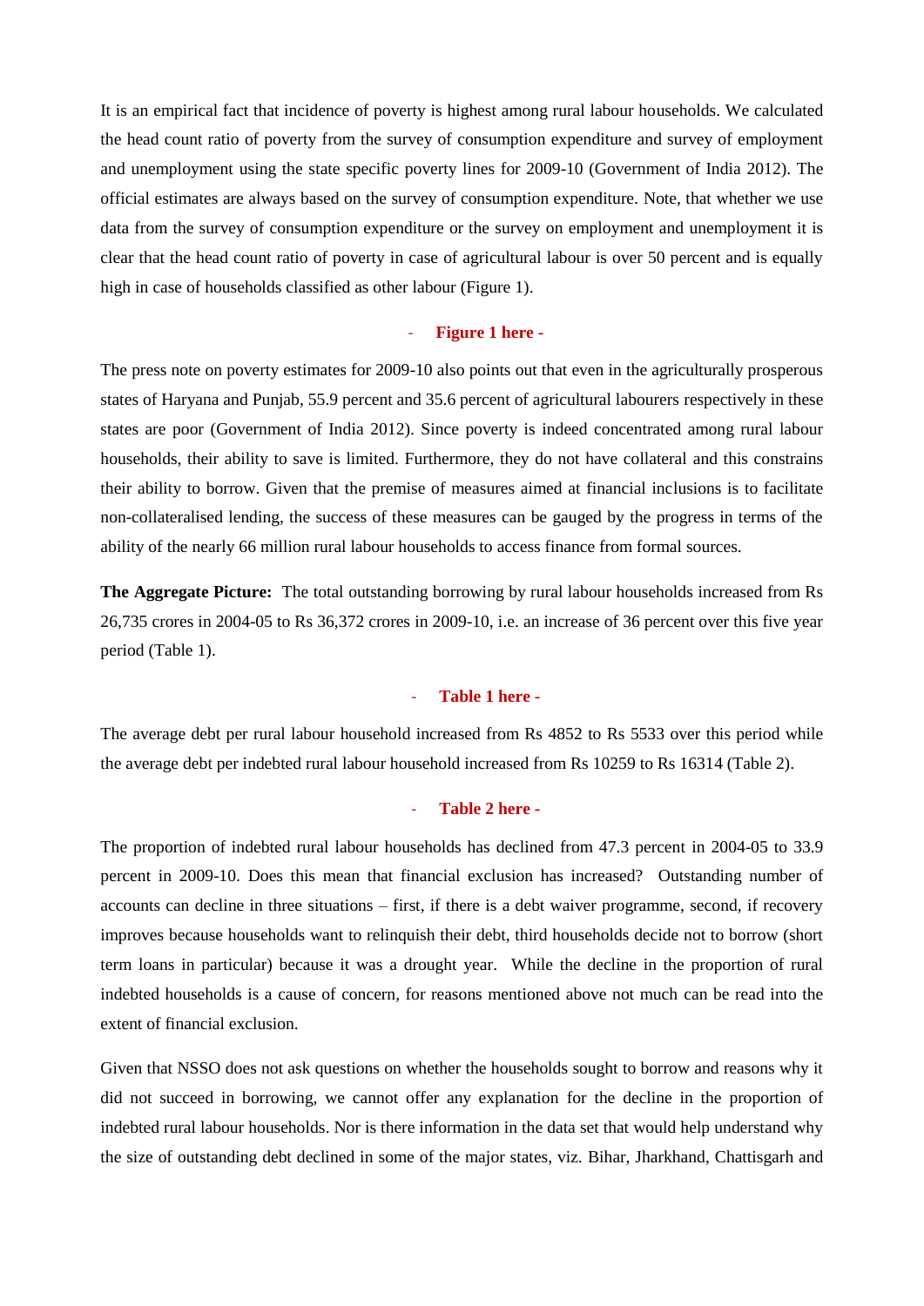It is an empirical fact that incidence of poverty is highest among rural labour households. We calculated the head count ratio of poverty from the survey of consumption expenditure and survey of employment and unemployment using the state specific poverty lines for 2009-10 (Government of India 2012). The official estimates are always based on the survey of consumption expenditure. Note, that whether we use data from the survey of consumption expenditure or the survey on employment and unemployment it is clear that the head count ratio of poverty in case of agricultural labour is over 50 percent and is equally high in case of households classified as other labour (Figure 1).

- **Figure 1 here -**

The press note on poverty estimates for 2009-10 also points out that even in the agriculturally prosperous states of Haryana and Punjab, 55.9 percent and 35.6 percent of agricultural labourers respectively in these states are poor (Government of India 2012). Since poverty is indeed concentrated among rural labour households, their ability to save is limited. Furthermore, they do not have collateral and this constrains their ability to borrow. Given that the premise of measures aimed at financial inclusions is to facilitate non-collateralised lending, the success of these measures can be gauged by the progress in terms of the ability of the nearly 66 million rural labour households to access finance from formal sources.

**The Aggregate Picture:** The total outstanding borrowing by rural labour households increased from Rs 26,735 crores in 2004-05 to Rs 36,372 crores in 2009-10, i.e. an increase of 36 percent over this five year period (Table 1).

- **Table 1 here -**

The average debt per rural labour household increased from Rs 4852 to Rs 5533 over this period while the average debt per indebted rural labour household increased from Rs 10259 to Rs 16314 (Table 2).

- **Table 2 here -**

The proportion of indebted rural labour households has declined from 47.3 percent in 2004-05 to 33.9 percent in 2009-10. Does this mean that financial exclusion has increased? Outstanding number of accounts can decline in three situations – first, if there is a debt waiver programme, second, if recovery improves because households want to relinquish their debt, third households decide not to borrow (short term loans in particular) because it was a drought year. While the decline in the proportion of rural indebted households is a cause of concern, for reasons mentioned above not much can be read into the extent of financial exclusion.

Given that NSSO does not ask questions on whether the households sought to borrow and reasons why it did not succeed in borrowing, we cannot offer any explanation for the decline in the proportion of indebted rural labour households. Nor is there information in the data set that would help understand why the size of outstanding debt declined in some of the major states, viz. Bihar, Jharkhand, Chattisgarh and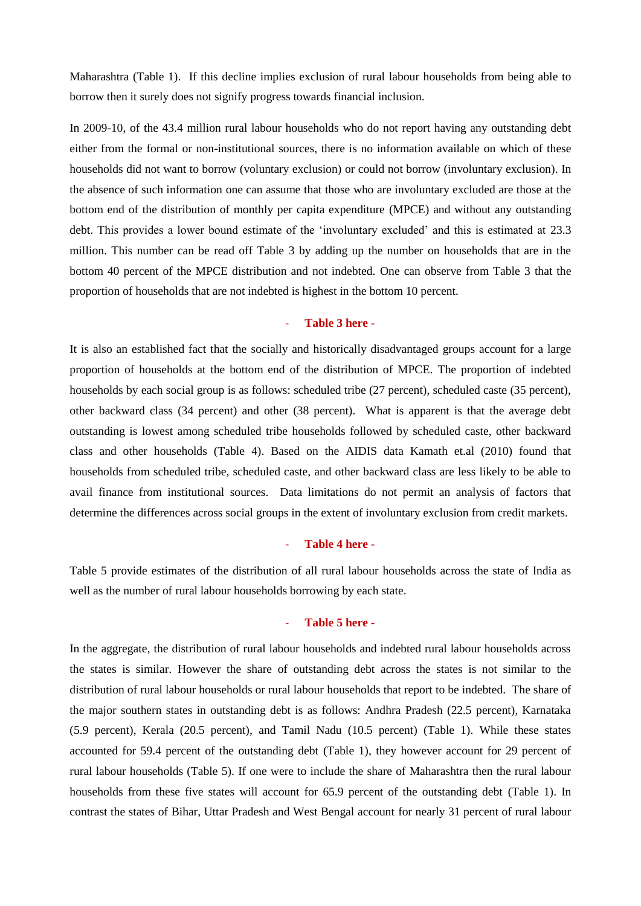Maharashtra (Table 1). If this decline implies exclusion of rural labour households from being able to borrow then it surely does not signify progress towards financial inclusion.

In 2009-10, of the 43.4 million rural labour households who do not report having any outstanding debt either from the formal or non-institutional sources, there is no information available on which of these households did not want to borrow (voluntary exclusion) or could not borrow (involuntary exclusion). In the absence of such information one can assume that those who are involuntary excluded are those at the bottom end of the distribution of monthly per capita expenditure (MPCE) and without any outstanding debt. This provides a lower bound estimate of the 'involuntary excluded' and this is estimated at 23.3 million. This number can be read off Table 3 by adding up the number on households that are in the bottom 40 percent of the MPCE distribution and not indebted. One can observe from Table 3 that the proportion of households that are not indebted is highest in the bottom 10 percent.

**- Table 3 here -**

It is also an established fact that the socially and historically disadvantaged groups account for a large proportion of households at the bottom end of the distribution of MPCE. The proportion of indebted households by each social group is as follows: scheduled tribe (27 percent), scheduled caste (35 percent), other backward class (34 percent) and other (38 percent). What is apparent is that the average debt outstanding is lowest among scheduled tribe households followed by scheduled caste, other backward class and other households (Table 4). Based on the AIDIS data Kamath et.al (2010) found that households from scheduled tribe, scheduled caste, and other backward class are less likely to be able to avail finance from institutional sources. Data limitations do not permit an analysis of factors that determine the differences across social groups in the extent of involuntary exclusion from credit markets.

**- Table 4 here -**

Table 5 provide estimates of the distribution of all rural labour households across the state of India as well as the number of rural labour households borrowing by each state.

**- Table 5 here -**

In the aggregate, the distribution of rural labour households and indebted rural labour households across the states is similar. However the share of outstanding debt across the states is not similar to the distribution of rural labour households or rural labour households that report to be indebted. The share of the major southern states in outstanding debt is as follows: Andhra Pradesh (22.5 percent), Karnataka (5.9 percent), Kerala (20.5 percent), and Tamil Nadu (10.5 percent) (Table 1). While these states accounted for 59.4 percent of the outstanding debt (Table 1), they however account for 29 percent of rural labour households (Table 5). If one were to include the share of Maharashtra then the rural labour households from these five states will account for 65.9 percent of the outstanding debt (Table 1). In contrast the states of Bihar, Uttar Pradesh and West Bengal account for nearly 31 percent of rural labour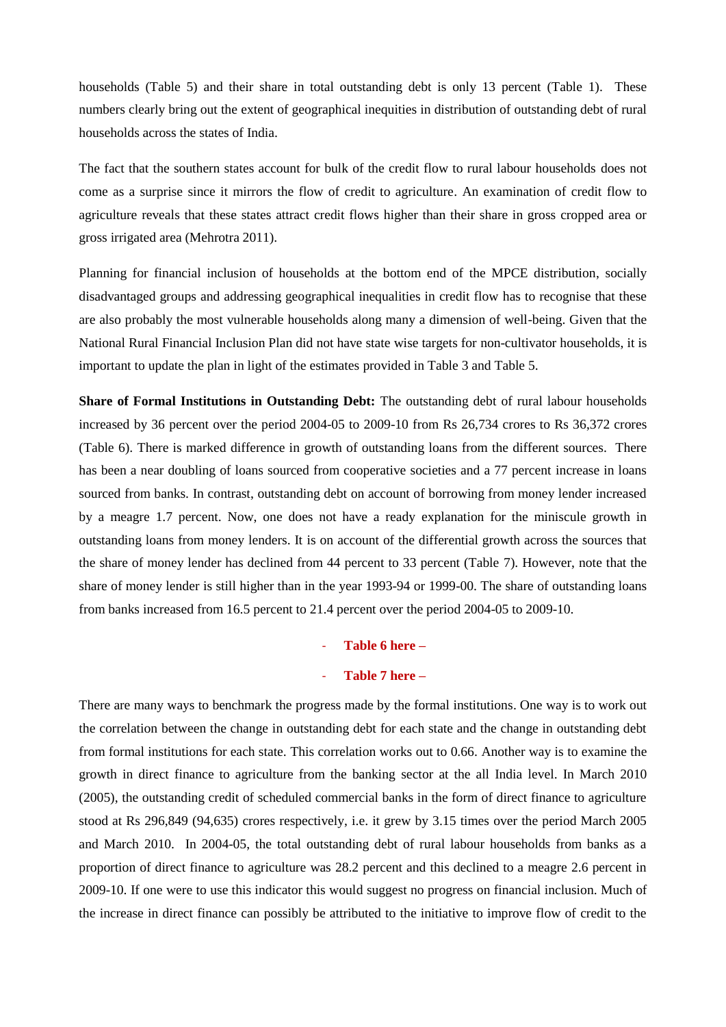households (Table 5) and their share in total outstanding debt is only 13 percent (Table 1). These numbers clearly bring out the extent of geographical inequities in distribution of outstanding debt of rural households across the states of India.

The fact that the southern states account for bulk of the credit flow to rural labour households does not come as a surprise since it mirrors the flow of credit to agriculture. An examination of credit flow to agriculture reveals that these states attract credit flows higher than their share in gross cropped area or gross irrigated area (Mehrotra 2011).

Planning for financial inclusion of households at the bottom end of the MPCE distribution, socially disadvantaged groups and addressing geographical inequalities in credit flow has to recognise that these are also probably the most vulnerable households along many a dimension of well-being. Given that the National Rural Financial Inclusion Plan did not have state wise targets for non-cultivator households, it is important to update the plan in light of the estimates provided in Table 3 and Table 5.

**Share of Formal Institutions in Outstanding Debt:** The outstanding debt of rural labour households increased by 36 percent over the period 2004-05 to 2009-10 from Rs 26,734 crores to Rs 36,372 crores (Table 6). There is marked difference in growth of outstanding loans from the different sources. There has been a near doubling of loans sourced from cooperative societies and a 77 percent increase in loans sourced from banks. In contrast, outstanding debt on account of borrowing from money lender increased by a meagre 1.7 percent. Now, one does not have a ready explanation for the miniscule growth in outstanding loans from money lenders. It is on account of the differential growth across the sources that the share of money lender has declined from 44 percent to 33 percent (Table 7). However, note that the share of money lender is still higher than in the year 1993-94 or 1999-00. The share of outstanding loans from banks increased from 16.5 percent to 21.4 percent over the period 2004-05 to 2009-10.

- **Table 6 here –**

- **Table 7 here –**

There are many ways to benchmark the progress made by the formal institutions. One way is to work out the correlation between the change in outstanding debt for each state and the change in outstanding debt from formal institutions for each state. This correlation works out to 0.66. Another way is to examine the growth in direct finance to agriculture from the banking sector at the all India level. In March 2010 (2005), the outstanding credit of scheduled commercial banks in the form of direct finance to agriculture stood at Rs 296,849 (94,635) crores respectively, i.e. it grew by 3.15 times over the period March 2005 and March 2010. In 2004-05, the total outstanding debt of rural labour households from banks as a proportion of direct finance to agriculture was 28.2 percent and this declined to a meagre 2.6 percent in 2009-10. If one were to use this indicator this would suggest no progress on financial inclusion. Much of the increase in direct finance can possibly be attributed to the initiative to improve flow of credit to the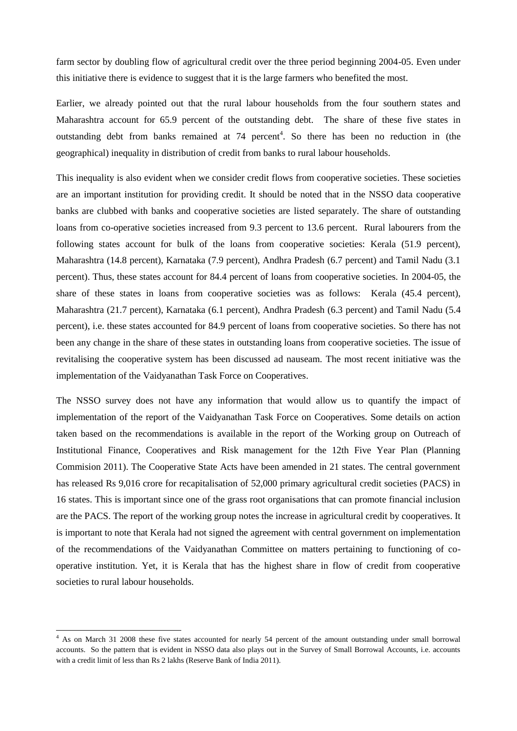farm sector by doubling flow of agricultural credit over the three period beginning 2004-05. Even under this initiative there is evidence to suggest that it is the large farmers who benefited the most.

Earlier, we already pointed out that the rural labour households from the four southern states and Maharashtra account for 65.9 percent of the outstanding debt. The share of these five states in outstanding debt from banks remained at 74 percent[4]. So there has been no reduction in (the geographical) inequality in distribution of credit from banks to rural labour households.

This inequality is also evident when we consider credit flows from cooperative societies. These societies are an important institution for providing credit. It should be noted that in the NSSO data cooperative banks are clubbed with banks and cooperative societies are listed separately. The share of outstanding loans from co-operative societies increased from 9.3 percent to 13.6 percent. Rural labourers from the following states account for bulk of the loans from cooperative societies: Kerala (51.9 percent), Maharashtra (14.8 percent), Karnataka (7.9 percent), Andhra Pradesh (6.7 percent) and Tamil Nadu (3.1 percent). Thus, these states account for 84.4 percent of loans from cooperative societies. In 2004-05, the share of these states in loans from cooperative societies was as follows: Kerala (45.4 percent), Maharashtra (21.7 percent), Karnataka (6.1 percent), Andhra Pradesh (6.3 percent) and Tamil Nadu (5.4 percent), i.e. these states accounted for 84.9 percent of loans from cooperative societies. So there has not been any change in the share of these states in outstanding loans from cooperative societies. The issue of revitalising the cooperative system has been discussed ad nauseam. The most recent initiative was the implementation of the Vaidyanathan Task Force on Cooperatives.

The NSSO survey does not have any information that would allow us to quantify the impact of implementation of the report of the Vaidyanathan Task Force on Cooperatives. Some details on action taken based on the recommendations is available in the report of the Working group on Outreach of Institutional Finance, Cooperatives and Risk management for the 12th Five Year Plan (Planning Commision 2011). The Cooperative State Acts have been amended in 21 states. The central government has released Rs 9,016 crore for recapitalisation of 52,000 primary agricultural credit societies (PACS) in 16 states. This is important since one of the grass root organisations that can promote financial inclusion are the PACS. The report of the working group notes the increase in agricultural credit by cooperatives. It is important to note that Kerala had not signed the agreement with central government on implementation of the recommendations of the Vaidyanathan Committee on matters pertaining to functioning of co-operative institution. Yet, it is Kerala that has the highest share in flow of credit from cooperative societies to rural labour households.

---

[4] As on March 31 2008 these five states accounted for nearly 54 percent of the amount outstanding under small borrowal accounts. So the pattern that is evident in NSSO data also plays out in the Survey of Small Borrowal Accounts, i.e. accounts with a credit limit of less than Rs 2 lakhs (Reserve Bank of India 2011).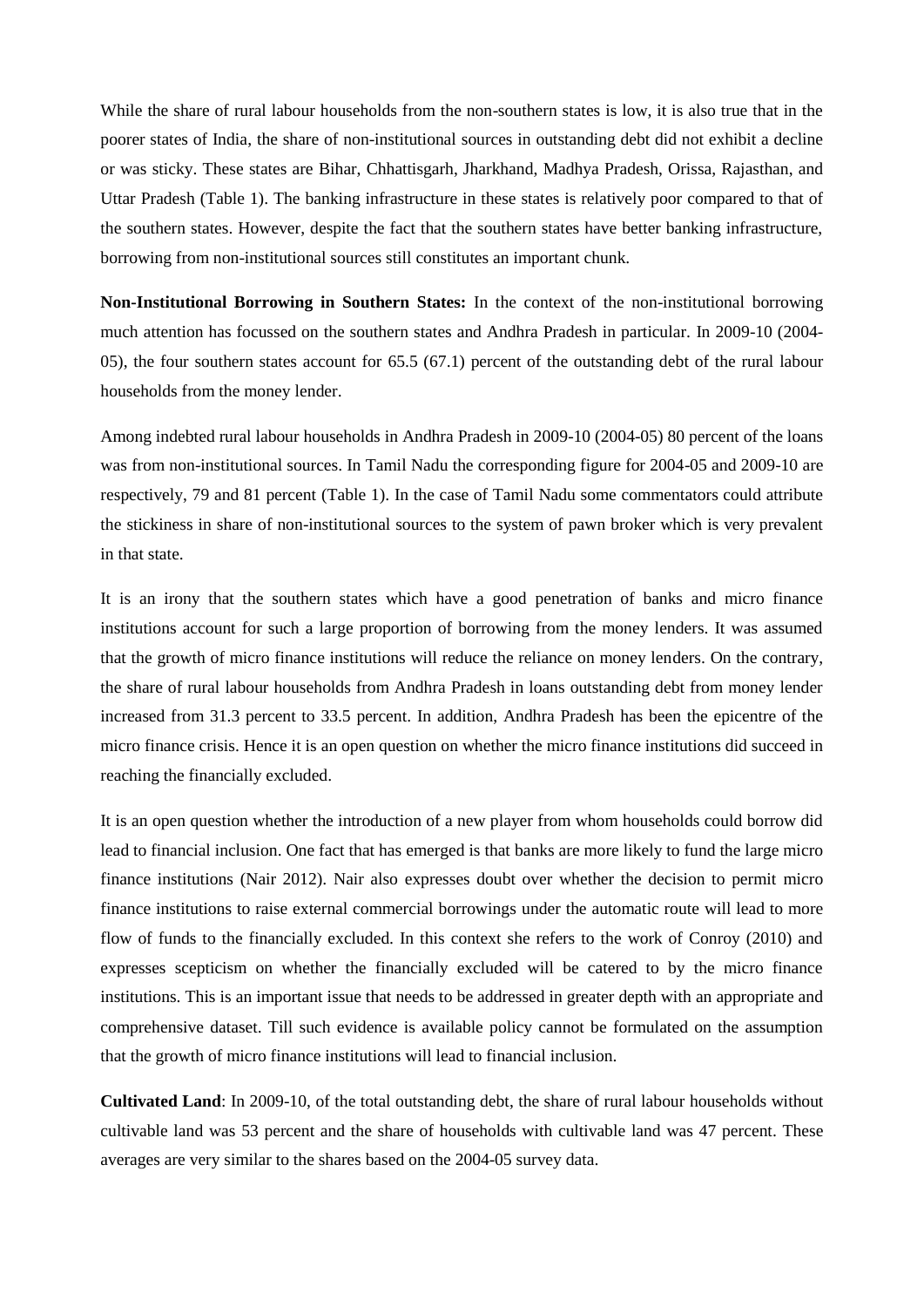While the share of rural labour households from the non-southern states is low, it is also true that in the poorer states of India, the share of non-institutional sources in outstanding debt did not exhibit a decline or was sticky. These states are Bihar, Chhattisgarh, Jharkhand, Madhya Pradesh, Orissa, Rajasthan, and Uttar Pradesh (Table 1). The banking infrastructure in these states is relatively poor compared to that of the southern states. However, despite the fact that the southern states have better banking infrastructure, borrowing from non-institutional sources still constitutes an important chunk.

**Non-Institutional Borrowing in Southern States:** In the context of the non-institutional borrowing much attention has focussed on the southern states and Andhra Pradesh in particular. In 2009-10 (2004-05), the four southern states account for 65.5 (67.1) percent of the outstanding debt of the rural labour households from the money lender.

Among indebted rural labour households in Andhra Pradesh in 2009-10 (2004-05) 80 percent of the loans was from non-institutional sources. In Tamil Nadu the corresponding figure for 2004-05 and 2009-10 are respectively, 79 and 81 percent (Table 1). In the case of Tamil Nadu some commentators could attribute the stickiness in share of non-institutional sources to the system of pawn broker which is very prevalent in that state.

It is an irony that the southern states which have a good penetration of banks and micro finance institutions account for such a large proportion of borrowing from the money lenders. It was assumed that the growth of micro finance institutions will reduce the reliance on money lenders. On the contrary, the share of rural labour households from Andhra Pradesh in loans outstanding debt from money lender increased from 31.3 percent to 33.5 percent. In addition, Andhra Pradesh has been the epicentre of the micro finance crisis. Hence it is an open question on whether the micro finance institutions did succeed in reaching the financially excluded.

It is an open question whether the introduction of a new player from whom households could borrow did lead to financial inclusion. One fact that has emerged is that banks are more likely to fund the large micro finance institutions (Nair 2012). Nair also expresses doubt over whether the decision to permit micro finance institutions to raise external commercial borrowings under the automatic route will lead to more flow of funds to the financially excluded. In this context she refers to the work of Conroy (2010) and expresses scepticism on whether the financially excluded will be catered to by the micro finance institutions. This is an important issue that needs to be addressed in greater depth with an appropriate and comprehensive dataset. Till such evidence is available policy cannot be formulated on the assumption that the growth of micro finance institutions will lead to financial inclusion.

**Cultivated Land**: In 2009-10, of the total outstanding debt, the share of rural labour households without cultivable land was 53 percent and the share of households with cultivable land was 47 percent. These averages are very similar to the shares based on the 2004-05 survey data.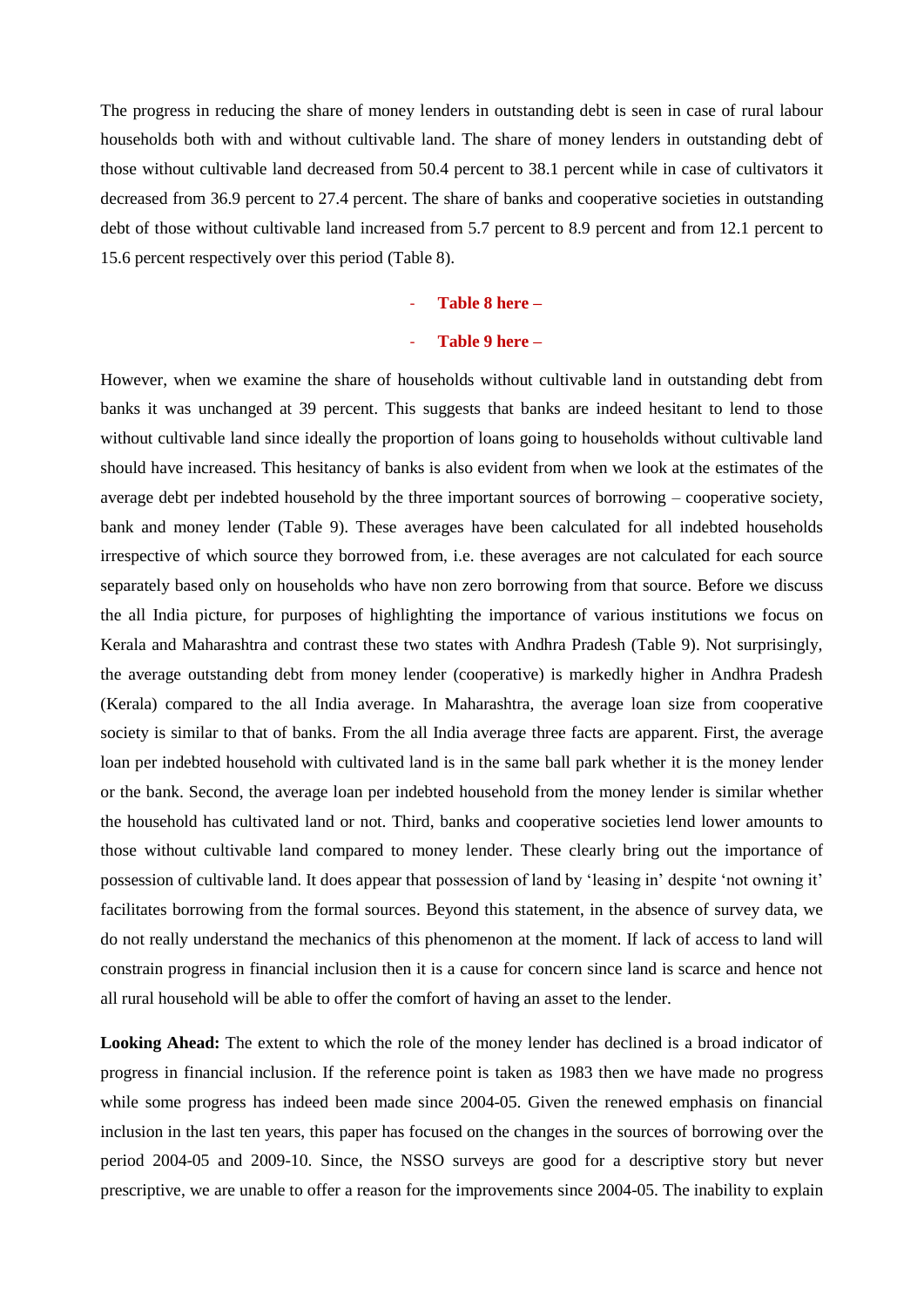The progress in reducing the share of money lenders in outstanding debt is seen in case of rural labour households both with and without cultivable land. The share of money lenders in outstanding debt of those without cultivable land decreased from 50.4 percent to 38.1 percent while in case of cultivators it decreased from 36.9 percent to 27.4 percent. The share of banks and cooperative societies in outstanding debt of those without cultivable land increased from 5.7 percent to 8.9 percent and from 12.1 percent to 15.6 percent respectively over this period (Table 8).

- **Table 8 here –**

- **Table 9 here –**

However, when we examine the share of households without cultivable land in outstanding debt from banks it was unchanged at 39 percent. This suggests that banks are indeed hesitant to lend to those without cultivable land since ideally the proportion of loans going to households without cultivable land should have increased. This hesitancy of banks is also evident from when we look at the estimates of the average debt per indebted household by the three important sources of borrowing – cooperative society, bank and money lender (Table 9). These averages have been calculated for all indebted households irrespective of which source they borrowed from, i.e. these averages are not calculated for each source separately based only on households who have non zero borrowing from that source. Before we discuss the all India picture, for purposes of highlighting the importance of various institutions we focus on Kerala and Maharashtra and contrast these two states with Andhra Pradesh (Table 9). Not surprisingly, the average outstanding debt from money lender (cooperative) is markedly higher in Andhra Pradesh (Kerala) compared to the all India average. In Maharashtra, the average loan size from cooperative society is similar to that of banks. From the all India average three facts are apparent. First, the average loan per indebted household with cultivated land is in the same ball park whether it is the money lender or the bank. Second, the average loan per indebted household from the money lender is similar whether the household has cultivated land or not. Third, banks and cooperative societies lend lower amounts to those without cultivable land compared to money lender. These clearly bring out the importance of possession of cultivable land. It does appear that possession of land by 'leasing in' despite 'not owning it' facilitates borrowing from the formal sources. Beyond this statement, in the absence of survey data, we do not really understand the mechanics of this phenomenon at the moment. If lack of access to land will constrain progress in financial inclusion then it is a cause for concern since land is scarce and hence not all rural household will be able to offer the comfort of having an asset to the lender.

**Looking Ahead:** The extent to which the role of the money lender has declined is a broad indicator of progress in financial inclusion. If the reference point is taken as 1983 then we have made no progress while some progress has indeed been made since 2004-05. Given the renewed emphasis on financial inclusion in the last ten years, this paper has focused on the changes in the sources of borrowing over the period 2004-05 and 2009-10. Since, the NSSO surveys are good for a descriptive story but never prescriptive, we are unable to offer a reason for the improvements since 2004-05. The inability to explain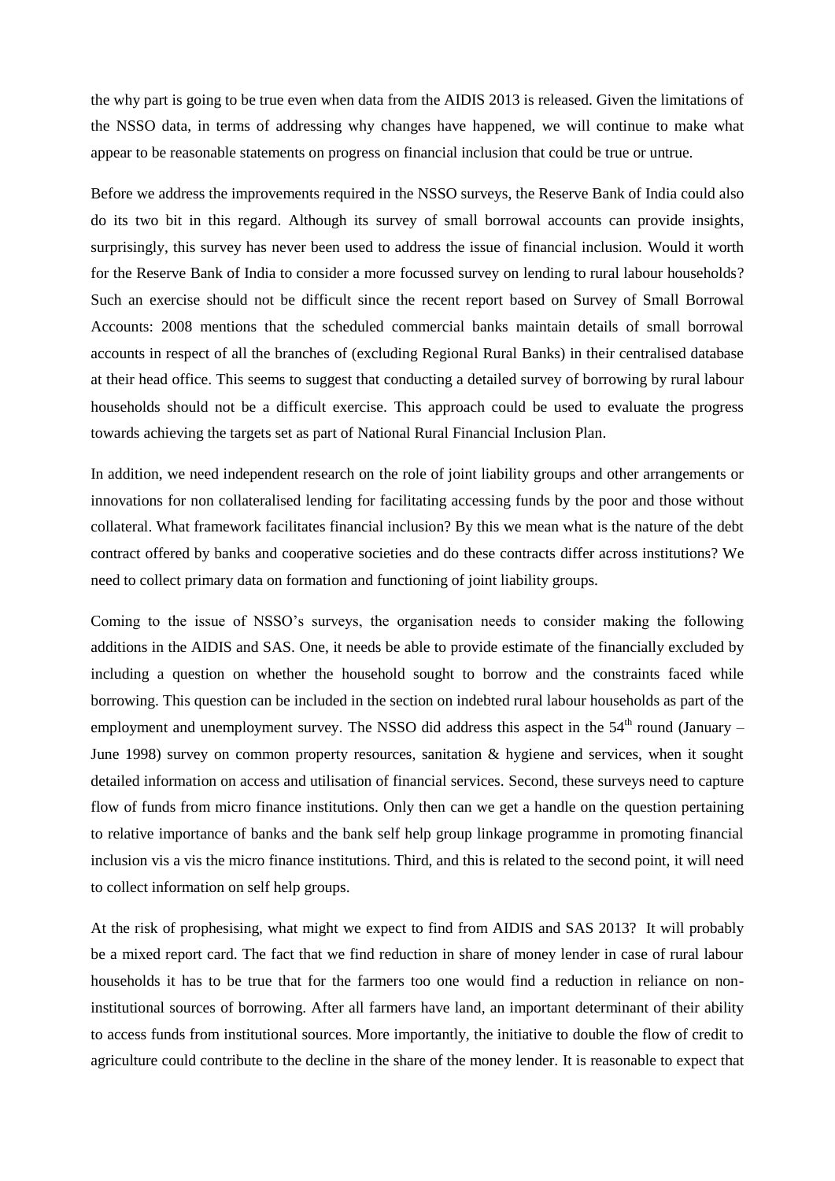the why part is going to be true even when data from the AIDIS 2013 is released. Given the limitations of the NSSO data, in terms of addressing why changes have happened, we will continue to make what appear to be reasonable statements on progress on financial inclusion that could be true or untrue.

Before we address the improvements required in the NSSO surveys, the Reserve Bank of India could also do its two bit in this regard. Although its survey of small borrowal accounts can provide insights, surprisingly, this survey has never been used to address the issue of financial inclusion. Would it worth for the Reserve Bank of India to consider a more focussed survey on lending to rural labour households? Such an exercise should not be difficult since the recent report based on Survey of Small Borrowal Accounts: 2008 mentions that the scheduled commercial banks maintain details of small borrowal accounts in respect of all the branches of (excluding Regional Rural Banks) in their centralised database at their head office. This seems to suggest that conducting a detailed survey of borrowing by rural labour households should not be a difficult exercise. This approach could be used to evaluate the progress towards achieving the targets set as part of National Rural Financial Inclusion Plan.

In addition, we need independent research on the role of joint liability groups and other arrangements or innovations for non collateralised lending for facilitating accessing funds by the poor and those without collateral. What framework facilitates financial inclusion? By this we mean what is the nature of the debt contract offered by banks and cooperative societies and do these contracts differ across institutions? We need to collect primary data on formation and functioning of joint liability groups.

Coming to the issue of NSSO's surveys, the organisation needs to consider making the following additions in the AIDIS and SAS. One, it needs be able to provide estimate of the financially excluded by including a question on whether the household sought to borrow and the constraints faced while borrowing. This question can be included in the section on indebted rural labour households as part of the employment and unemployment survey. The NSSO did address this aspect in the 54th round (January – June 1998) survey on common property resources, sanitation & hygiene and services, when it sought detailed information on access and utilisation of financial services. Second, these surveys need to capture flow of funds from micro finance institutions. Only then can we get a handle on the question pertaining to relative importance of banks and the bank self help group linkage programme in promoting financial inclusion vis a vis the micro finance institutions. Third, and this is related to the second point, it will need to collect information on self help groups.

At the risk of prophesising, what might we expect to find from AIDIS and SAS 2013? It will probably be a mixed report card. The fact that we find reduction in share of money lender in case of rural labour households it has to be true that for the farmers too one would find a reduction in reliance on non-institutional sources of borrowing. After all farmers have land, an important determinant of their ability to access funds from institutional sources. More importantly, the initiative to double the flow of credit to agriculture could contribute to the decline in the share of the money lender. It is reasonable to expect that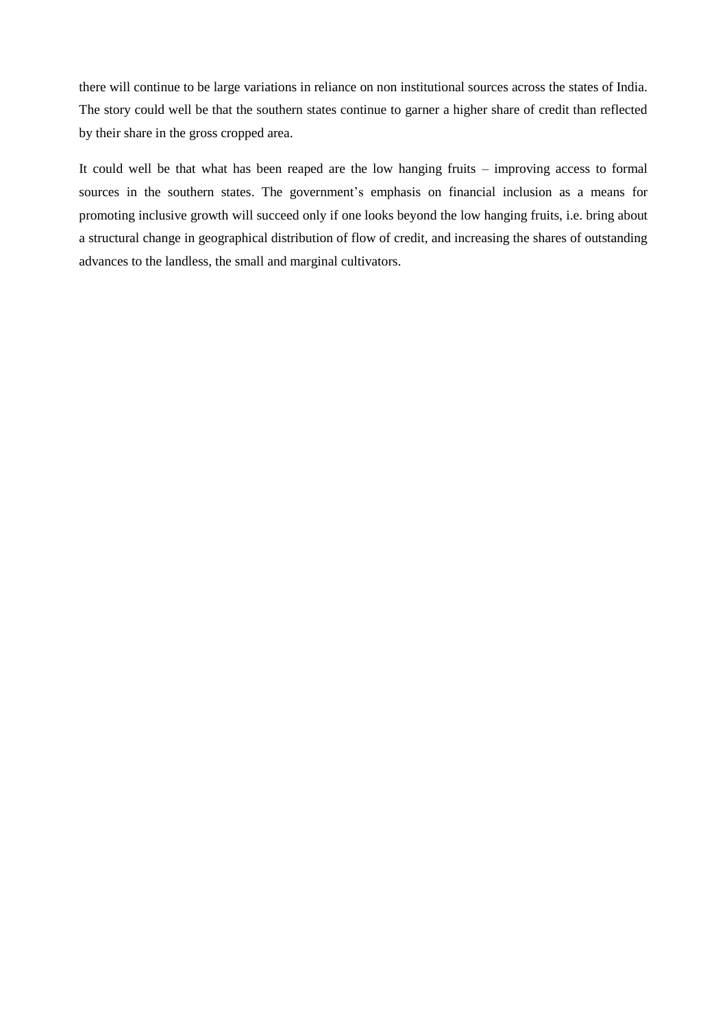there will continue to be large variations in reliance on non institutional sources across the states of India. The story could well be that the southern states continue to garner a higher share of credit than reflected by their share in the gross cropped area.

It could well be that what has been reaped are the low hanging fruits – improving access to formal sources in the southern states. The government's emphasis on financial inclusion as a means for promoting inclusive growth will succeed only if one looks beyond the low hanging fruits, i.e. bring about a structural change in geographical distribution of flow of credit, and increasing the shares of outstanding advances to the landless, the small and marginal cultivators.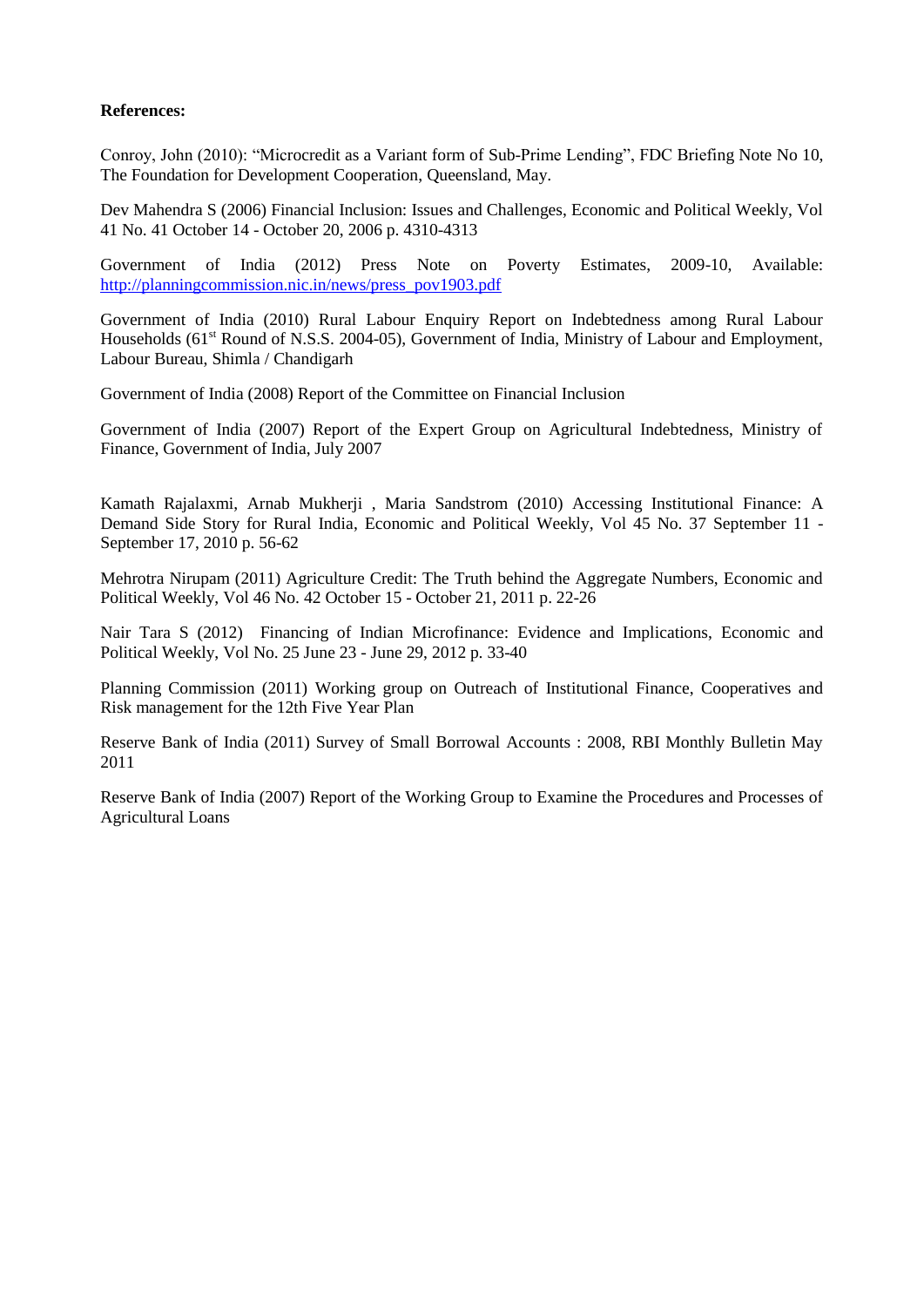**References:**

Conroy, John (2010): "Microcredit as a Variant form of Sub-Prime Lending", FDC Briefing Note No 10, The Foundation for Development Cooperation, Queensland, May.

Dev Mahendra S (2006) Financial Inclusion: Issues and Challenges, Economic and Political Weekly, Vol 41 No. 41 October 14 - October 20, 2006 p. 4310-4313

Government of India (2012) Press Note on Poverty Estimates, 2009-10, Available: http://planningcommission.nic.in/news/press_pov1903.pdf

Government of India (2010) Rural Labour Enquiry Report on Indebtedness among Rural Labour Households (61st Round of N.S.S. 2004-05), Government of India, Ministry of Labour and Employment, Labour Bureau, Shimla / Chandigarh

Government of India (2008) Report of the Committee on Financial Inclusion

Government of India (2007) Report of the Expert Group on Agricultural Indebtedness, Ministry of Finance, Government of India, July 2007

Kamath Rajalaxmi, Arnab Mukherji , Maria Sandstrom (2010) Accessing Institutional Finance: A Demand Side Story for Rural India, Economic and Political Weekly, Vol 45 No. 37 September 11 - September 17, 2010 p. 56-62

Mehrotra Nirupam (2011) Agriculture Credit: The Truth behind the Aggregate Numbers, Economic and Political Weekly, Vol 46 No. 42 October 15 - October 21, 2011 p. 22-26

Nair Tara S (2012) Financing of Indian Microfinance: Evidence and Implications, Economic and Political Weekly, Vol No. 25 June 23 - June 29, 2012 p. 33-40

Planning Commission (2011) Working group on Outreach of Institutional Finance, Cooperatives and Risk management for the 12th Five Year Plan

Reserve Bank of India (2011) Survey of Small Borrowal Accounts : 2008, RBI Monthly Bulletin May 2011

Reserve Bank of India (2007) Report of the Working Group to Examine the Procedures and Processes of Agricultural Loans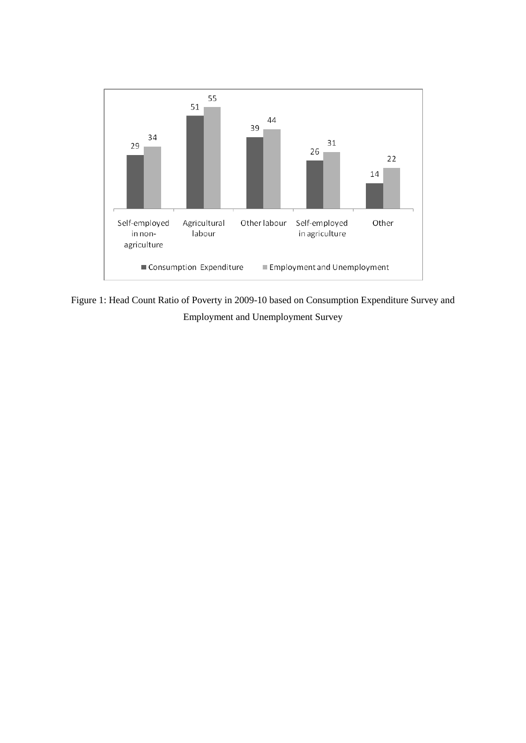| | Consumption Expenditure | Employment and Unemployment |
|---|---|---|
| Self-employed in non-agriculture | 29 | 34 |
| Agricultural labour | 51 | 55 |
| Other labour | 39 | 44 |
| Self-employed in agriculture | 26 | 31 |
| Other | 14 | 22 |

Figure 1: Head Count Ratio of Poverty in 2009-10 based on Consumption Expenditure Survey and Employment and Unemployment Survey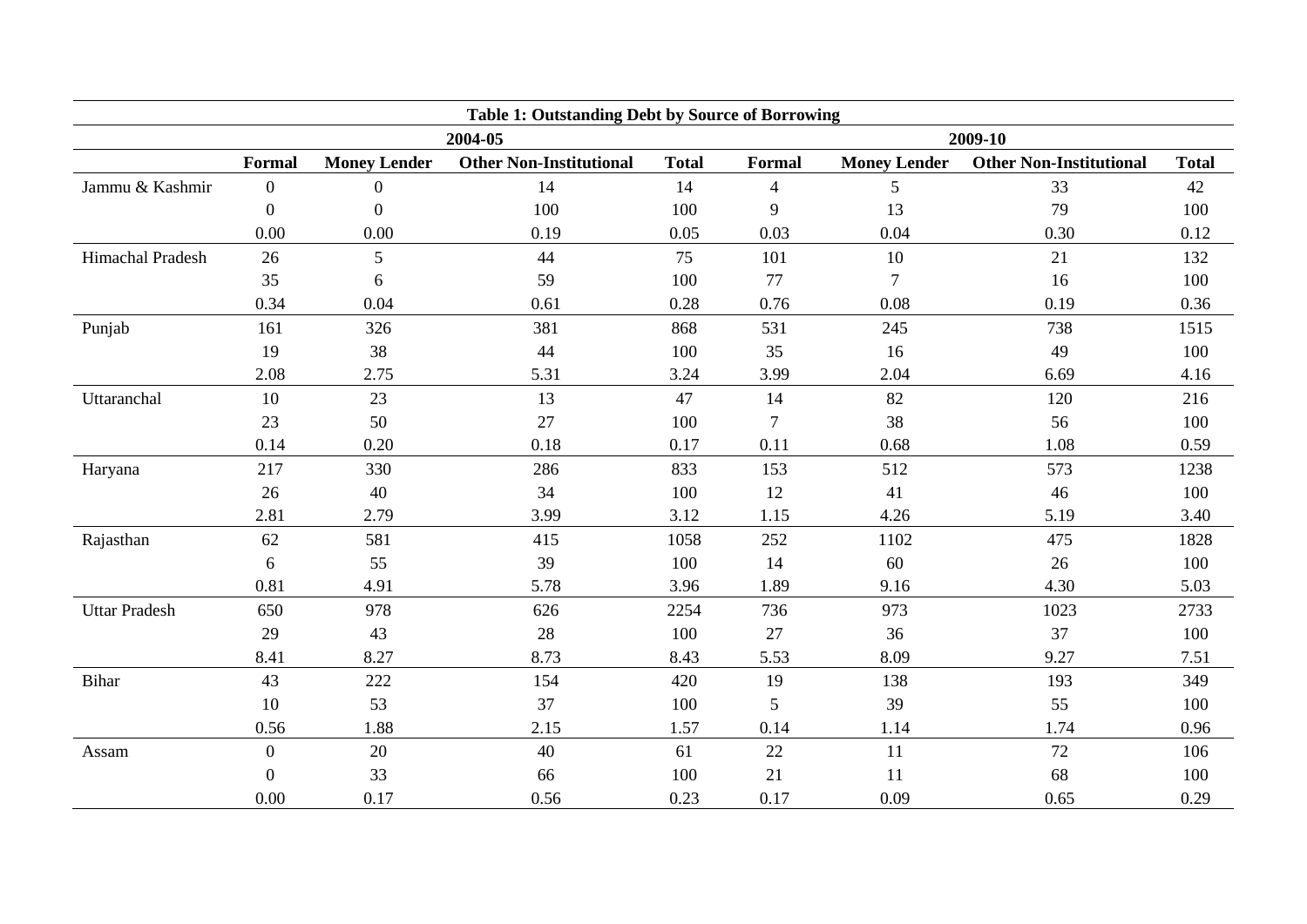**Table 1: Outstanding Debt by Source of Borrowing**

| | 2004-05 | | | | 2009-10 | | | |
|---|---|---|---|---|---|---|---|---|
| | **Formal** | **Money Lender** | **Other Non-Institutional** | **Total** | **Formal** | **Money Lender** | **Other Non-Institutional** | **Total** |
| Jammu & Kashmir | 0 | 0 | 14 | 14 | 4 | 5 | 33 | 42 |
| | 0 | 0 | 100 | 100 | 9 | 13 | 79 | 100 |
| | 0.00 | 0.00 | 0.19 | 0.05 | 0.03 | 0.04 | 0.30 | 0.12 |
| Himachal Pradesh | 26 | 5 | 44 | 75 | 101 | 10 | 21 | 132 |
| | 35 | 6 | 59 | 100 | 77 | 7 | 16 | 100 |
| | 0.34 | 0.04 | 0.61 | 0.28 | 0.76 | 0.08 | 0.19 | 0.36 |
| Punjab | 161 | 326 | 381 | 868 | 531 | 245 | 738 | 1515 |
| | 19 | 38 | 44 | 100 | 35 | 16 | 49 | 100 |
| | 2.08 | 2.75 | 5.31 | 3.24 | 3.99 | 2.04 | 6.69 | 4.16 |
| Uttaranchal | 10 | 23 | 13 | 47 | 14 | 82 | 120 | 216 |
| | 23 | 50 | 27 | 100 | 7 | 38 | 56 | 100 |
| | 0.14 | 0.20 | 0.18 | 0.17 | 0.11 | 0.68 | 1.08 | 0.59 |
| Haryana | 217 | 330 | 286 | 833 | 153 | 512 | 573 | 1238 |
| | 26 | 40 | 34 | 100 | 12 | 41 | 46 | 100 |
| | 2.81 | 2.79 | 3.99 | 3.12 | 1.15 | 4.26 | 5.19 | 3.40 |
| Rajasthan | 62 | 581 | 415 | 1058 | 252 | 1102 | 475 | 1828 |
| | 6 | 55 | 39 | 100 | 14 | 60 | 26 | 100 |
| | 0.81 | 4.91 | 5.78 | 3.96 | 1.89 | 9.16 | 4.30 | 5.03 |
| Uttar Pradesh | 650 | 978 | 626 | 2254 | 736 | 973 | 1023 | 2733 |
| | 29 | 43 | 28 | 100 | 27 | 36 | 37 | 100 |
| | 8.41 | 8.27 | 8.73 | 8.43 | 5.53 | 8.09 | 9.27 | 7.51 |
| Bihar | 43 | 222 | 154 | 420 | 19 | 138 | 193 | 349 |
| | 10 | 53 | 37 | 100 | 5 | 39 | 55 | 100 |
| | 0.56 | 1.88 | 2.15 | 1.57 | 0.14 | 1.14 | 1.74 | 0.96 |
| Assam | 0 | 20 | 40 | 61 | 22 | 11 | 72 | 106 |
| | 0 | 33 | 66 | 100 | 21 | 11 | 68 | 100 |
| | 0.00 | 0.17 | 0.56 | 0.23 | 0.17 | 0.09 | 0.65 | 0.29 |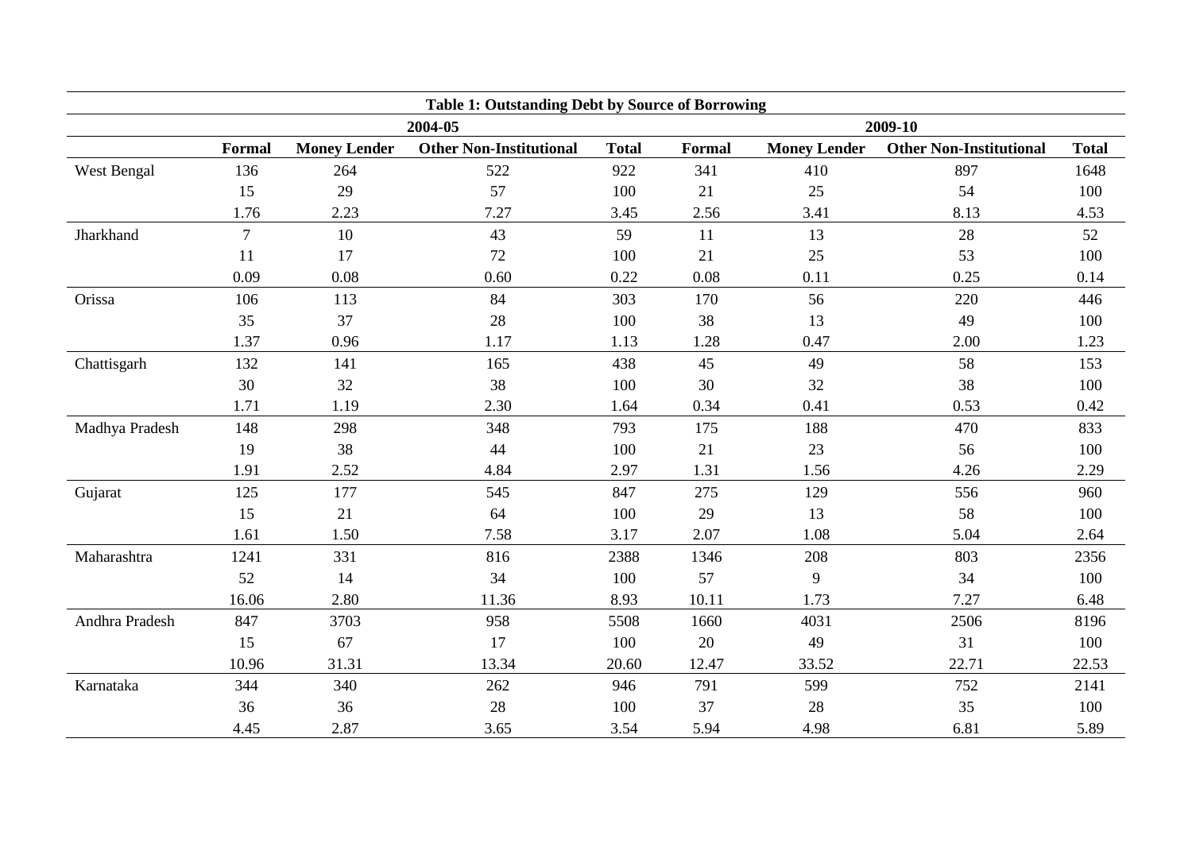**Table 1: Outstanding Debt by Source of Borrowing**

| | 2004-05 | | | | 2009-10 | | | |
|---|---|---|---|---|---|---|---|---|
| | **Formal** | **Money Lender** | **Other Non-Institutional** | **Total** | **Formal** | **Money Lender** | **Other Non-Institutional** | **Total** |
| West Bengal | 136 | 264 | 522 | 922 | 341 | 410 | 897 | 1648 |
| | 15 | 29 | 57 | 100 | 21 | 25 | 54 | 100 |
| | 1.76 | 2.23 | 7.27 | 3.45 | 2.56 | 3.41 | 8.13 | 4.53 |
| Jharkhand | 7 | 10 | 43 | 59 | 11 | 13 | 28 | 52 |
| | 11 | 17 | 72 | 100 | 21 | 25 | 53 | 100 |
| | 0.09 | 0.08 | 0.60 | 0.22 | 0.08 | 0.11 | 0.25 | 0.14 |
| Orissa | 106 | 113 | 84 | 303 | 170 | 56 | 220 | 446 |
| | 35 | 37 | 28 | 100 | 38 | 13 | 49 | 100 |
| | 1.37 | 0.96 | 1.17 | 1.13 | 1.28 | 0.47 | 2.00 | 1.23 |
| Chattisgarh | 132 | 141 | 165 | 438 | 45 | 49 | 58 | 153 |
| | 30 | 32 | 38 | 100 | 30 | 32 | 38 | 100 |
| | 1.71 | 1.19 | 2.30 | 1.64 | 0.34 | 0.41 | 0.53 | 0.42 |
| Madhya Pradesh | 148 | 298 | 348 | 793 | 175 | 188 | 470 | 833 |
| | 19 | 38 | 44 | 100 | 21 | 23 | 56 | 100 |
| | 1.91 | 2.52 | 4.84 | 2.97 | 1.31 | 1.56 | 4.26 | 2.29 |
| Gujarat | 125 | 177 | 545 | 847 | 275 | 129 | 556 | 960 |
| | 15 | 21 | 64 | 100 | 29 | 13 | 58 | 100 |
| | 1.61 | 1.50 | 7.58 | 3.17 | 2.07 | 1.08 | 5.04 | 2.64 |
| Maharashtra | 1241 | 331 | 816 | 2388 | 1346 | 208 | 803 | 2356 |
| | 52 | 14 | 34 | 100 | 57 | 9 | 34 | 100 |
| | 16.06 | 2.80 | 11.36 | 8.93 | 10.11 | 1.73 | 7.27 | 6.48 |
| Andhra Pradesh | 847 | 3703 | 958 | 5508 | 1660 | 4031 | 2506 | 8196 |
| | 15 | 67 | 17 | 100 | 20 | 49 | 31 | 100 |
| | 10.96 | 31.31 | 13.34 | 20.60 | 12.47 | 33.52 | 22.71 | 22.53 |
| Karnataka | 344 | 340 | 262 | 946 | 791 | 599 | 752 | 2141 |
| | 36 | 36 | 28 | 100 | 37 | 28 | 35 | 100 |
| | 4.45 | 2.87 | 3.65 | 3.54 | 5.94 | 4.98 | 6.81 | 5.89 |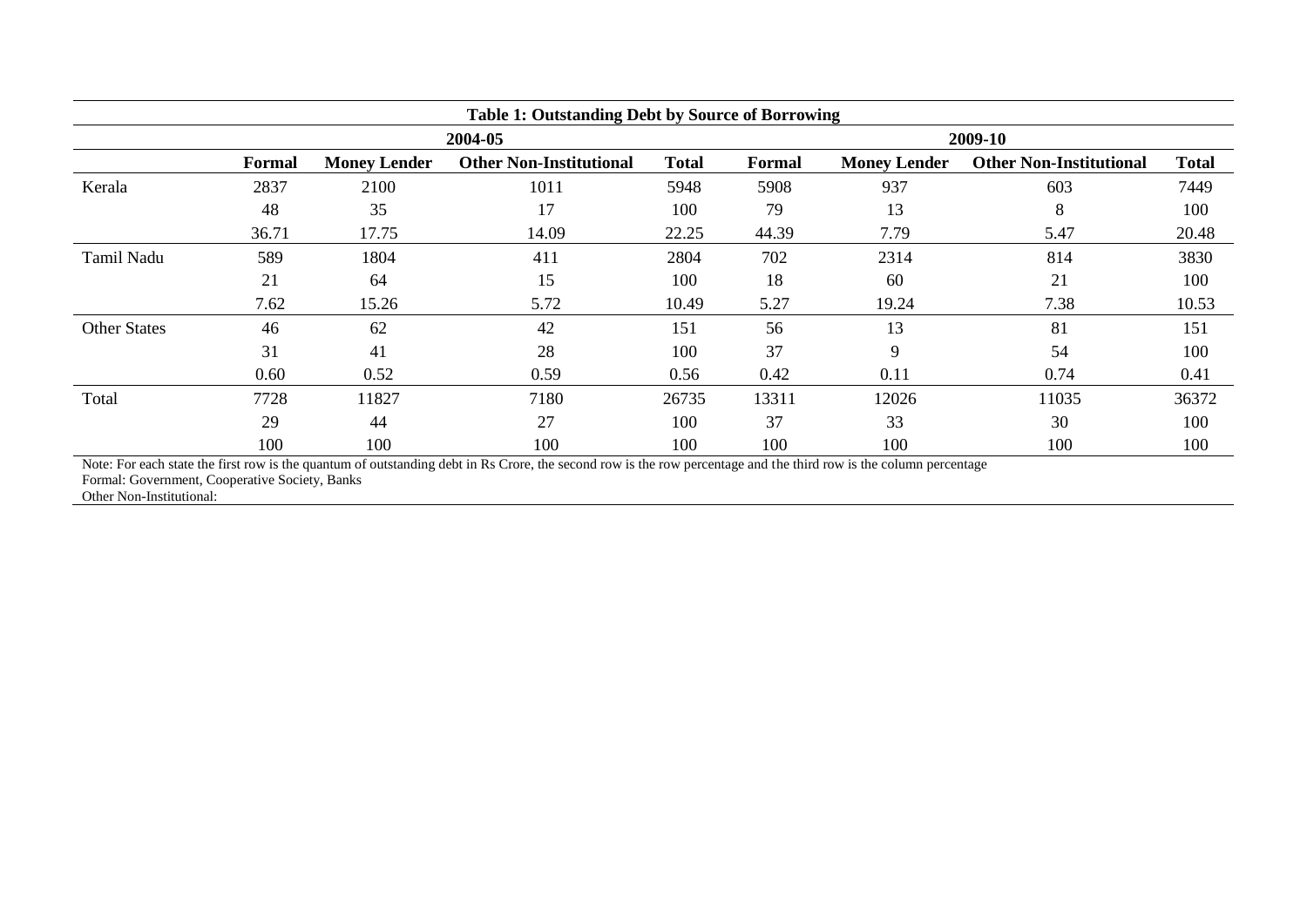**Table 1: Outstanding Debt by Source of Borrowing**

| | 2004-05 | | | | 2009-10 | | | |
|---|---|---|---|---|---|---|---|---|
| | **Formal** | **Money Lender** | **Other Non-Institutional** | **Total** | **Formal** | **Money Lender** | **Other Non-Institutional** | **Total** |
| Kerala | 2837 | 2100 | 1011 | 5948 | 5908 | 937 | 603 | 7449 |
| | 48 | 35 | 17 | 100 | 79 | 13 | 8 | 100 |
| | 36.71 | 17.75 | 14.09 | 22.25 | 44.39 | 7.79 | 5.47 | 20.48 |
| Tamil Nadu | 589 | 1804 | 411 | 2804 | 702 | 2314 | 814 | 3830 |
| | 21 | 64 | 15 | 100 | 18 | 60 | 21 | 100 |
| | 7.62 | 15.26 | 5.72 | 10.49 | 5.27 | 19.24 | 7.38 | 10.53 |
| Other States | 46 | 62 | 42 | 151 | 56 | 13 | 81 | 151 |
| | 31 | 41 | 28 | 100 | 37 | 9 | 54 | 100 |
| | 0.60 | 0.52 | 0.59 | 0.56 | 0.42 | 0.11 | 0.74 | 0.41 |
| Total | 7728 | 11827 | 7180 | 26735 | 13311 | 12026 | 11035 | 36372 |
| | 29 | 44 | 27 | 100 | 37 | 33 | 30 | 100 |
| | 100 | 100 | 100 | 100 | 100 | 100 | 100 | 100 |

Note: For each state the first row is the quantum of outstanding debt in Rs Crore, the second row is the row percentage and the third row is the column percentage
Formal: Government, Cooperative Society, Banks
Other Non-Institutional: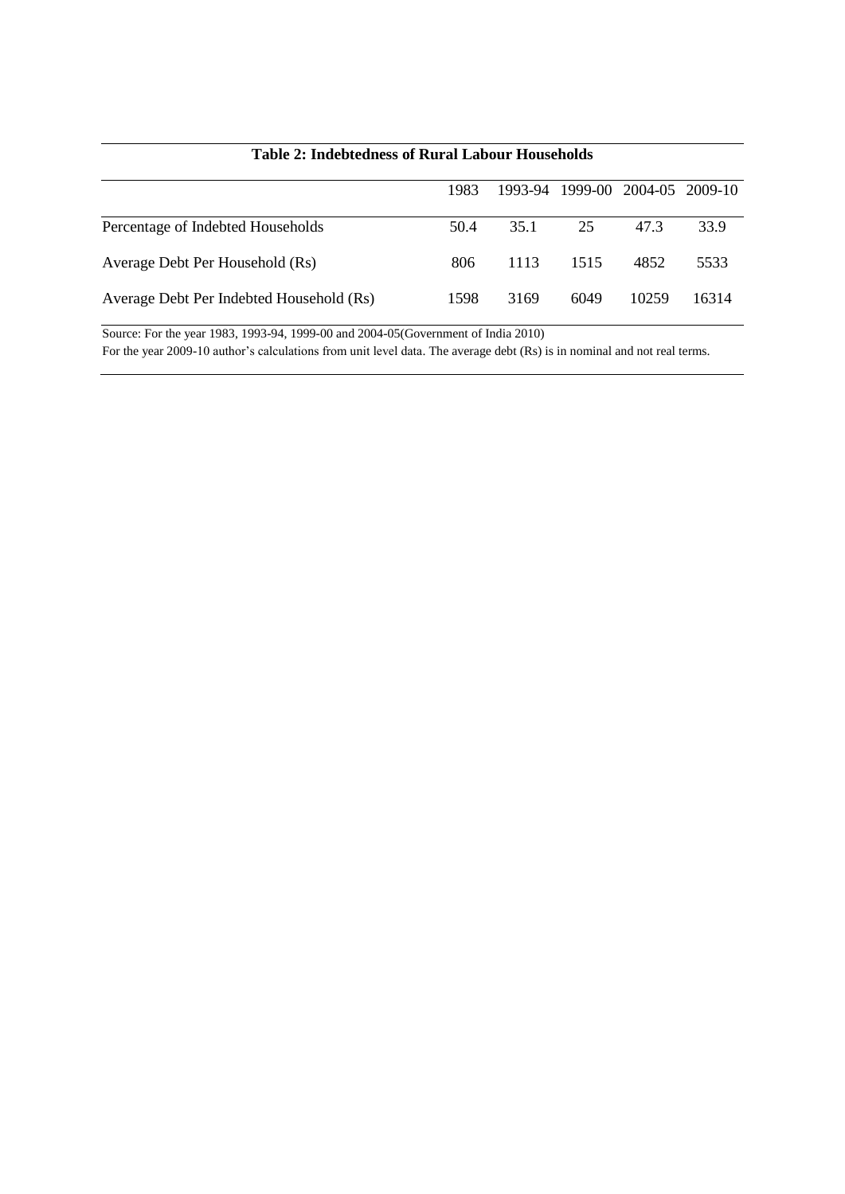**Table 2: Indebtedness of Rural Labour Households**

| | 1983 | 1993-94 | 1999-00 | 2004-05 | 2009-10 |
|---|---|---|---|---|---|
| Percentage of Indebted Households | 50.4 | 35.1 | 25 | 47.3 | 33.9 |
| Average Debt Per Household (Rs) | 806 | 1113 | 1515 | 4852 | 5533 |
| Average Debt Per Indebted Household (Rs) | 1598 | 3169 | 6049 | 10259 | 16314 |

Source: For the year 1983, 1993-94, 1999-00 and 2004-05(Government of India 2010)

For the year 2009-10 author's calculations from unit level data. The average debt (Rs) is in nominal and not real terms.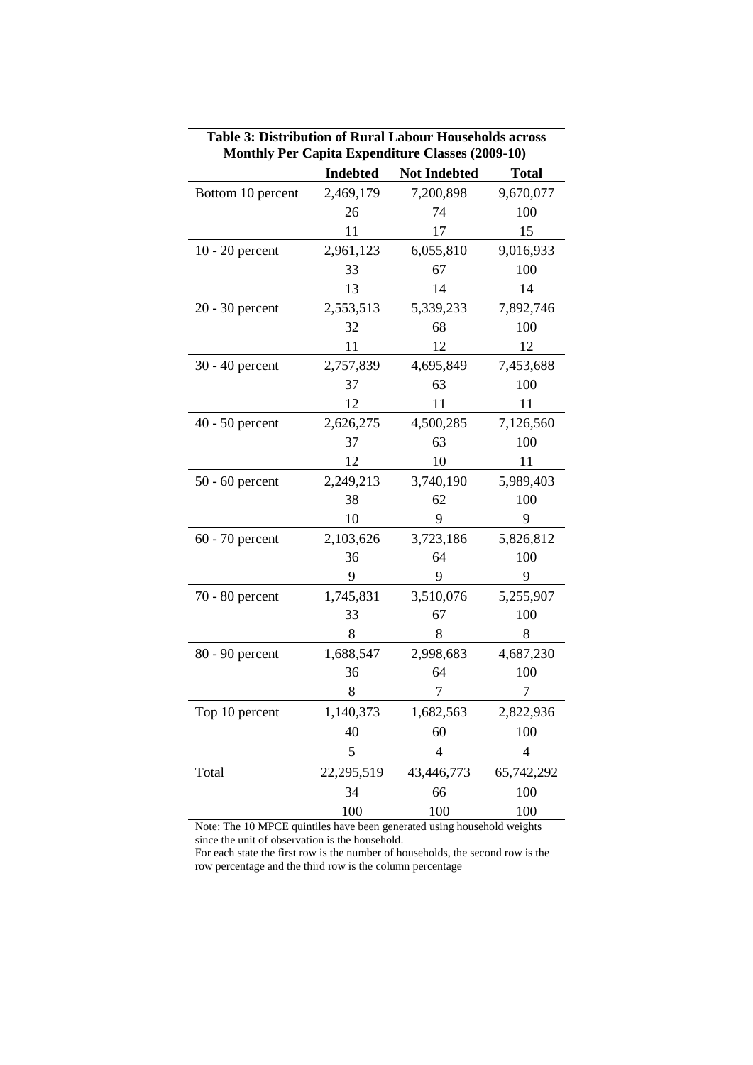**Table 3: Distribution of Rural Labour Households across Monthly Per Capita Expenditure Classes (2009-10)**

| | Indebted | Not Indebted | Total |
|---|---|---|---|
| Bottom 10 percent | 2,469,179 | 7,200,898 | 9,670,077 |
| | 26 | 74 | 100 |
| | 11 | 17 | 15 |
| 10 - 20 percent | 2,961,123 | 6,055,810 | 9,016,933 |
| | 33 | 67 | 100 |
| | 13 | 14 | 14 |
| 20 - 30 percent | 2,553,513 | 5,339,233 | 7,892,746 |
| | 32 | 68 | 100 |
| | 11 | 12 | 12 |
| 30 - 40 percent | 2,757,839 | 4,695,849 | 7,453,688 |
| | 37 | 63 | 100 |
| | 12 | 11 | 11 |
| 40 - 50 percent | 2,626,275 | 4,500,285 | 7,126,560 |
| | 37 | 63 | 100 |
| | 12 | 10 | 11 |
| 50 - 60 percent | 2,249,213 | 3,740,190 | 5,989,403 |
| | 38 | 62 | 100 |
| | 10 | 9 | 9 |
| 60 - 70 percent | 2,103,626 | 3,723,186 | 5,826,812 |
| | 36 | 64 | 100 |
| | 9 | 9 | 9 |
| 70 - 80 percent | 1,745,831 | 3,510,076 | 5,255,907 |
| | 33 | 67 | 100 |
| | 8 | 8 | 8 |
| 80 - 90 percent | 1,688,547 | 2,998,683 | 4,687,230 |
| | 36 | 64 | 100 |
| | 8 | 7 | 7 |
| Top 10 percent | 1,140,373 | 1,682,563 | 2,822,936 |
| | 40 | 60 | 100 |
| | 5 | 4 | 4 |
| Total | 22,295,519 | 43,446,773 | 65,742,292 |
| | 34 | 66 | 100 |
| | 100 | 100 | 100 |

Note: The 10 MPCE quintiles have been generated using household weights since the unit of observation is the household.
For each state the first row is the number of households, the second row is the row percentage and the third row is the column percentage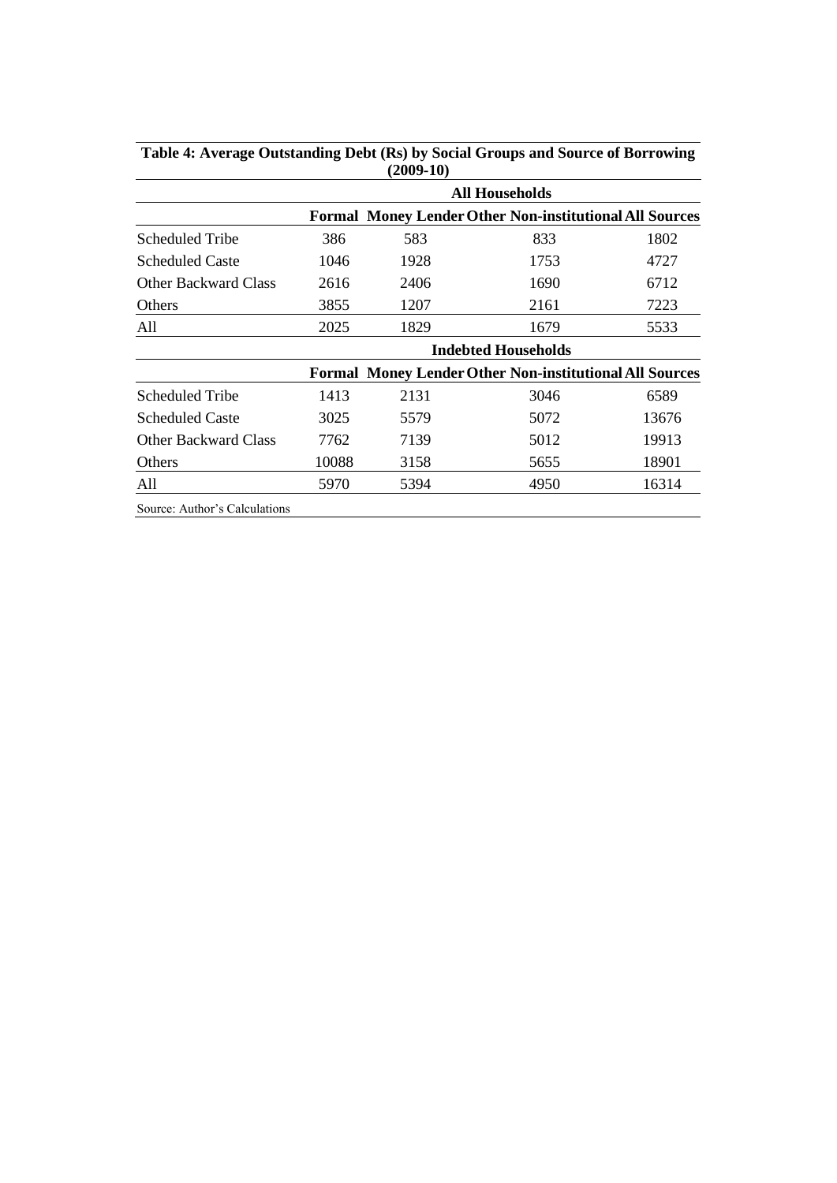**Table 4: Average Outstanding Debt (Rs) by Social Groups and Source of Borrowing (2009-10)**

| | All Households | | | |
|---|---|---|---|---|
| | **Formal** | **Money Lender** | **Other Non-institutional** | **All Sources** |
| Scheduled Tribe | 386 | 583 | 833 | 1802 |
| Scheduled Caste | 1046 | 1928 | 1753 | 4727 |
| Other Backward Class | 2616 | 2406 | 1690 | 6712 |
| Others | 3855 | 1207 | 2161 | 7223 |
| All | 2025 | 1829 | 1679 | 5533 |
| | **Indebted Households** | | | |
| | **Formal** | **Money Lender** | **Other Non-institutional** | **All Sources** |
| Scheduled Tribe | 1413 | 2131 | 3046 | 6589 |
| Scheduled Caste | 3025 | 5579 | 5072 | 13676 |
| Other Backward Class | 7762 | 7139 | 5012 | 19913 |
| Others | 10088 | 3158 | 5655 | 18901 |
| All | 5970 | 5394 | 4950 | 16314 |

Source: Author's Calculations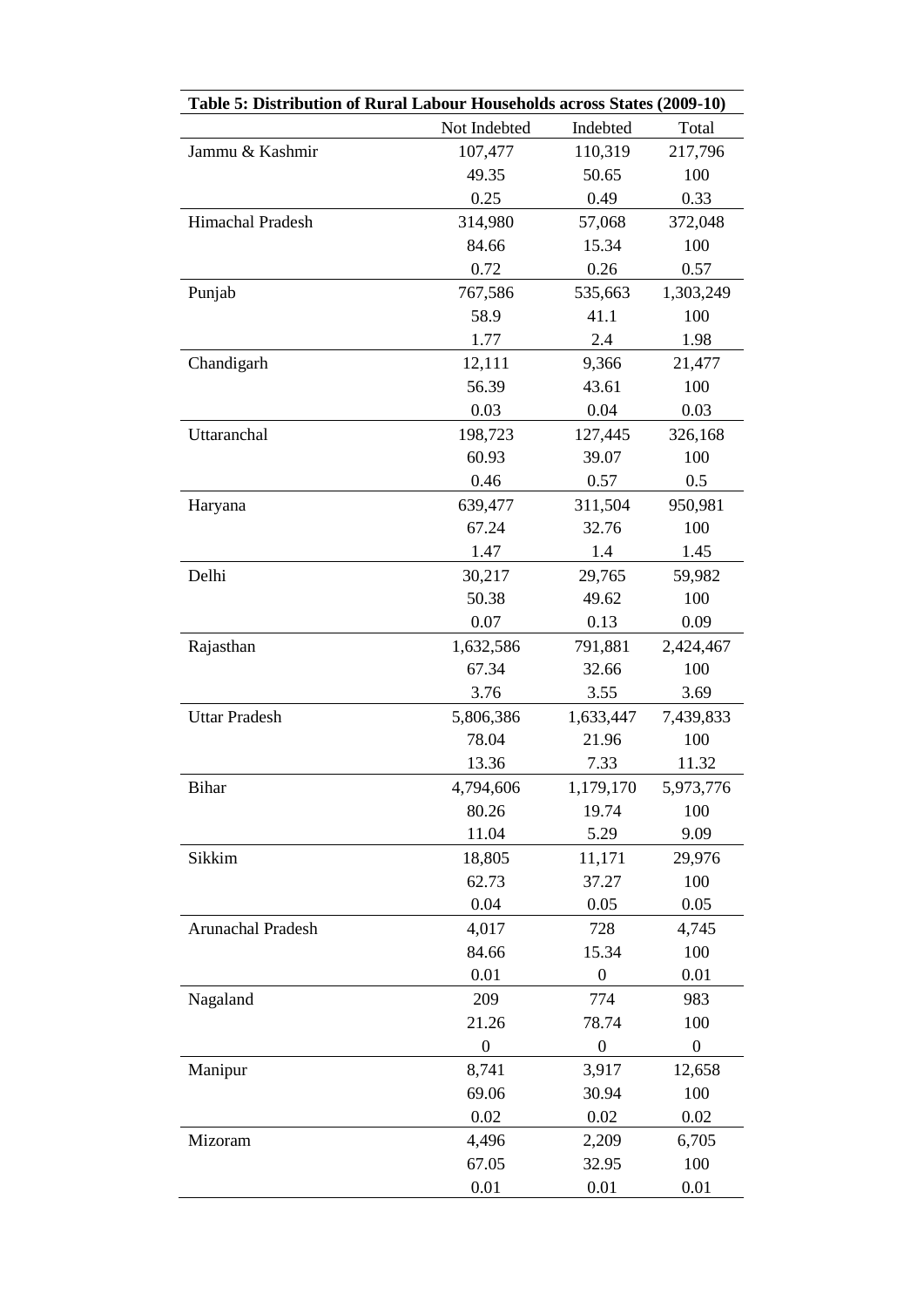**Table 5: Distribution of Rural Labour Households across States (2009-10)**

| | Not Indebted | Indebted | Total |
|---|---|---|---|
| Jammu & Kashmir | 107,477 | 110,319 | 217,796 |
| | 49.35 | 50.65 | 100 |
| | 0.25 | 0.49 | 0.33 |
| Himachal Pradesh | 314,980 | 57,068 | 372,048 |
| | 84.66 | 15.34 | 100 |
| | 0.72 | 0.26 | 0.57 |
| Punjab | 767,586 | 535,663 | 1,303,249 |
| | 58.9 | 41.1 | 100 |
| | 1.77 | 2.4 | 1.98 |
| Chandigarh | 12,111 | 9,366 | 21,477 |
| | 56.39 | 43.61 | 100 |
| | 0.03 | 0.04 | 0.03 |
| Uttaranchal | 198,723 | 127,445 | 326,168 |
| | 60.93 | 39.07 | 100 |
| | 0.46 | 0.57 | 0.5 |
| Haryana | 639,477 | 311,504 | 950,981 |
| | 67.24 | 32.76 | 100 |
| | 1.47 | 1.4 | 1.45 |
| Delhi | 30,217 | 29,765 | 59,982 |
| | 50.38 | 49.62 | 100 |
| | 0.07 | 0.13 | 0.09 |
| Rajasthan | 1,632,586 | 791,881 | 2,424,467 |
| | 67.34 | 32.66 | 100 |
| | 3.76 | 3.55 | 3.69 |
| Uttar Pradesh | 5,806,386 | 1,633,447 | 7,439,833 |
| | 78.04 | 21.96 | 100 |
| | 13.36 | 7.33 | 11.32 |
| Bihar | 4,794,606 | 1,179,170 | 5,973,776 |
| | 80.26 | 19.74 | 100 |
| | 11.04 | 5.29 | 9.09 |
| Sikkim | 18,805 | 11,171 | 29,976 |
| | 62.73 | 37.27 | 100 |
| | 0.04 | 0.05 | 0.05 |
| Arunachal Pradesh | 4,017 | 728 | 4,745 |
| | 84.66 | 15.34 | 100 |
| | 0.01 | 0 | 0.01 |
| Nagaland | 209 | 774 | 983 |
| | 21.26 | 78.74 | 100 |
| | 0 | 0 | 0 |
| Manipur | 8,741 | 3,917 | 12,658 |
| | 69.06 | 30.94 | 100 |
| | 0.02 | 0.02 | 0.02 |
| Mizoram | 4,496 | 2,209 | 6,705 |
| | 67.05 | 32.95 | 100 |
| | 0.01 | 0.01 | 0.01 |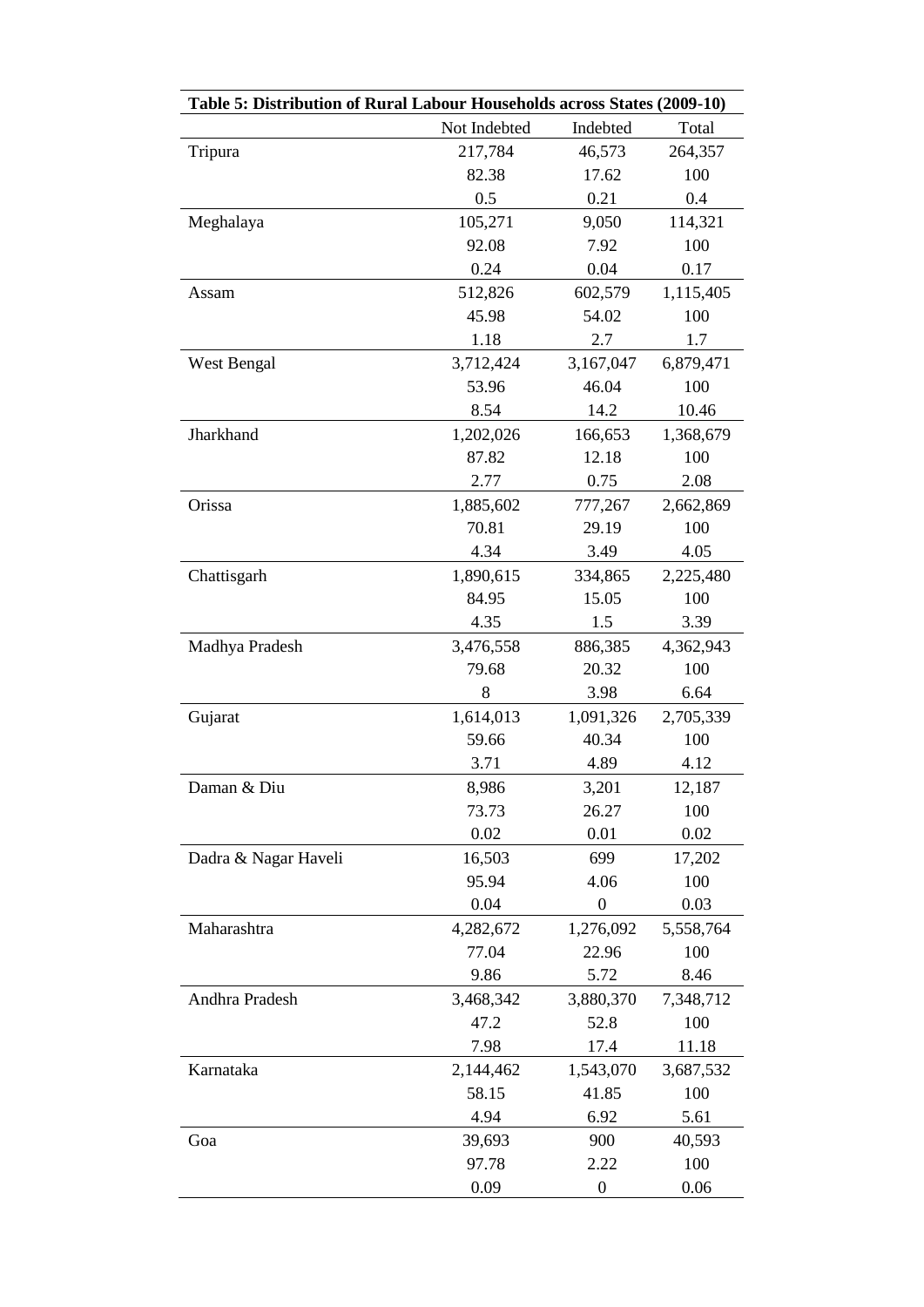**Table 5: Distribution of Rural Labour Households across States (2009-10)**

| | Not Indebted | Indebted | Total |
|---|---|---|---|
| Tripura | 217,784 | 46,573 | 264,357 |
| | 82.38 | 17.62 | 100 |
| | 0.5 | 0.21 | 0.4 |
| Meghalaya | 105,271 | 9,050 | 114,321 |
| | 92.08 | 7.92 | 100 |
| | 0.24 | 0.04 | 0.17 |
| Assam | 512,826 | 602,579 | 1,115,405 |
| | 45.98 | 54.02 | 100 |
| | 1.18 | 2.7 | 1.7 |
| West Bengal | 3,712,424 | 3,167,047 | 6,879,471 |
| | 53.96 | 46.04 | 100 |
| | 8.54 | 14.2 | 10.46 |
| Jharkhand | 1,202,026 | 166,653 | 1,368,679 |
| | 87.82 | 12.18 | 100 |
| | 2.77 | 0.75 | 2.08 |
| Orissa | 1,885,602 | 777,267 | 2,662,869 |
| | 70.81 | 29.19 | 100 |
| | 4.34 | 3.49 | 4.05 |
| Chattisgarh | 1,890,615 | 334,865 | 2,225,480 |
| | 84.95 | 15.05 | 100 |
| | 4.35 | 1.5 | 3.39 |
| Madhya Pradesh | 3,476,558 | 886,385 | 4,362,943 |
| | 79.68 | 20.32 | 100 |
| | 8 | 3.98 | 6.64 |
| Gujarat | 1,614,013 | 1,091,326 | 2,705,339 |
| | 59.66 | 40.34 | 100 |
| | 3.71 | 4.89 | 4.12 |
| Daman & Diu | 8,986 | 3,201 | 12,187 |
| | 73.73 | 26.27 | 100 |
| | 0.02 | 0.01 | 0.02 |
| Dadra & Nagar Haveli | 16,503 | 699 | 17,202 |
| | 95.94 | 4.06 | 100 |
| | 0.04 | 0 | 0.03 |
| Maharashtra | 4,282,672 | 1,276,092 | 5,558,764 |
| | 77.04 | 22.96 | 100 |
| | 9.86 | 5.72 | 8.46 |
| Andhra Pradesh | 3,468,342 | 3,880,370 | 7,348,712 |
| | 47.2 | 52.8 | 100 |
| | 7.98 | 17.4 | 11.18 |
| Karnataka | 2,144,462 | 1,543,070 | 3,687,532 |
| | 58.15 | 41.85 | 100 |
| | 4.94 | 6.92 | 5.61 |
| Goa | 39,693 | 900 | 40,593 |
| | 97.78 | 2.22 | 100 |
| | 0.09 | 0 | 0.06 |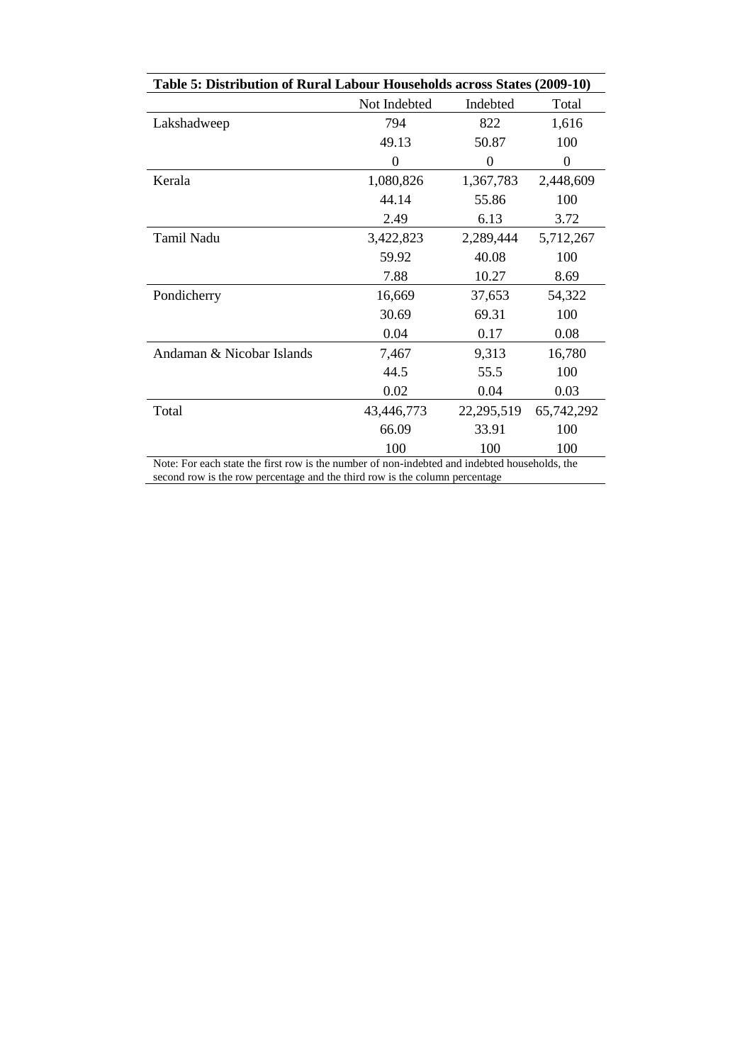**Table 5: Distribution of Rural Labour Households across States (2009-10)**

| | Not Indebted | Indebted | Total |
|---|---|---|---|
| Lakshadweep | 794 | 822 | 1,616 |
| | 49.13 | 50.87 | 100 |
| | 0 | 0 | 0 |
| Kerala | 1,080,826 | 1,367,783 | 2,448,609 |
| | 44.14 | 55.86 | 100 |
| | 2.49 | 6.13 | 3.72 |
| Tamil Nadu | 3,422,823 | 2,289,444 | 5,712,267 |
| | 59.92 | 40.08 | 100 |
| | 7.88 | 10.27 | 8.69 |
| Pondicherry | 16,669 | 37,653 | 54,322 |
| | 30.69 | 69.31 | 100 |
| | 0.04 | 0.17 | 0.08 |
| Andaman & Nicobar Islands | 7,467 | 9,313 | 16,780 |
| | 44.5 | 55.5 | 100 |
| | 0.02 | 0.04 | 0.03 |
| Total | 43,446,773 | 22,295,519 | 65,742,292 |
| | 66.09 | 33.91 | 100 |
| | 100 | 100 | 100 |

Note: For each state the first row is the number of non-indebted and indebted households, the second row is the row percentage and the third row is the column percentage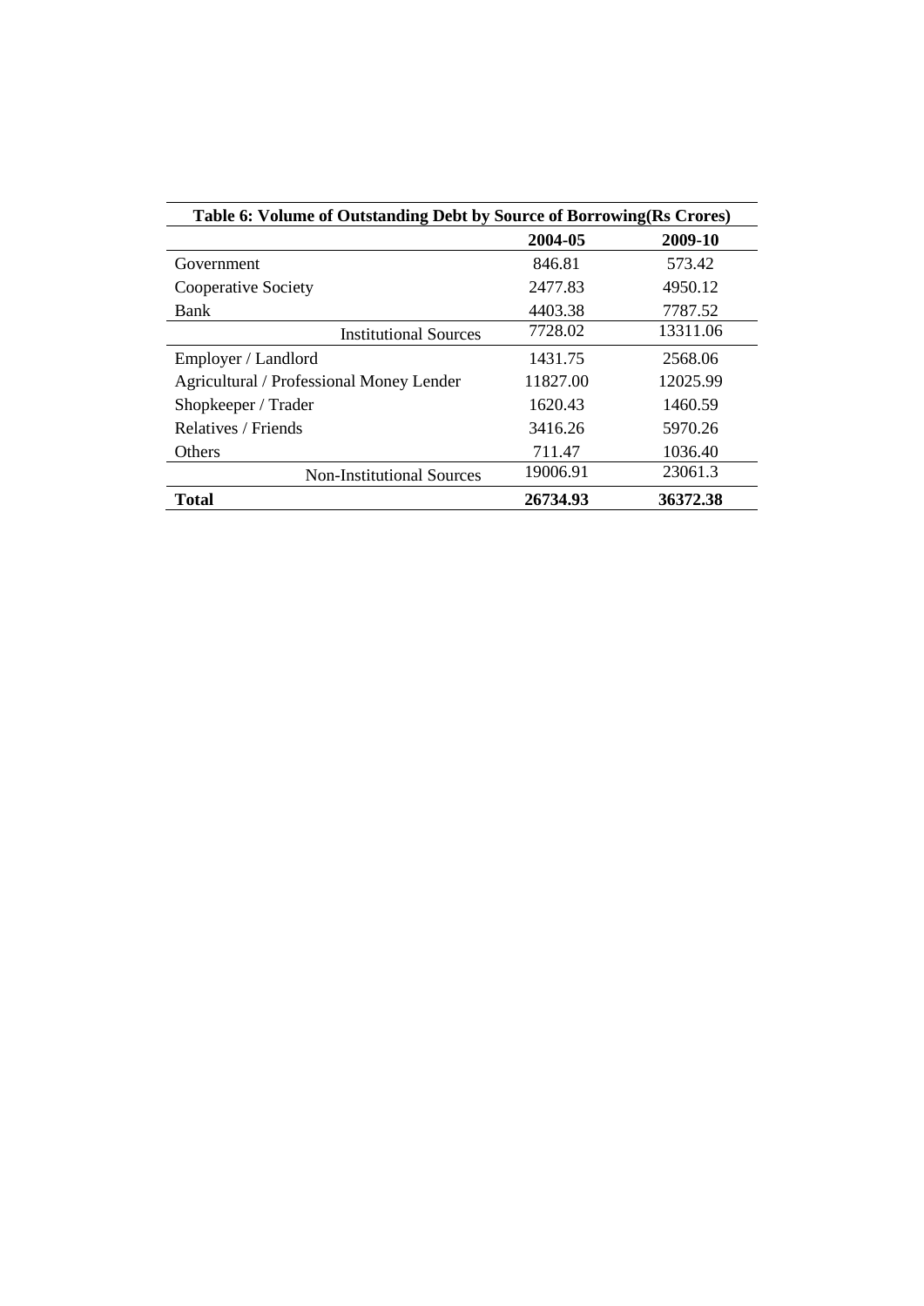**Table 6: Volume of Outstanding Debt by Source of Borrowing(Rs Crores)**

| | 2004-05 | 2009-10 |
|---|---|---|
| Government | 846.81 | 573.42 |
| Cooperative Society | 2477.83 | 4950.12 |
| Bank | 4403.38 | 7787.52 |
| Institutional Sources | 7728.02 | 13311.06 |
| Employer / Landlord | 1431.75 | 2568.06 |
| Agricultural / Professional Money Lender | 11827.00 | 12025.99 |
| Shopkeeper / Trader | 1620.43 | 1460.59 |
| Relatives / Friends | 3416.26 | 5970.26 |
| Others | 711.47 | 1036.40 |
| Non-Institutional Sources | 19006.91 | 23061.3 |
| **Total** | **26734.93** | **36372.38** |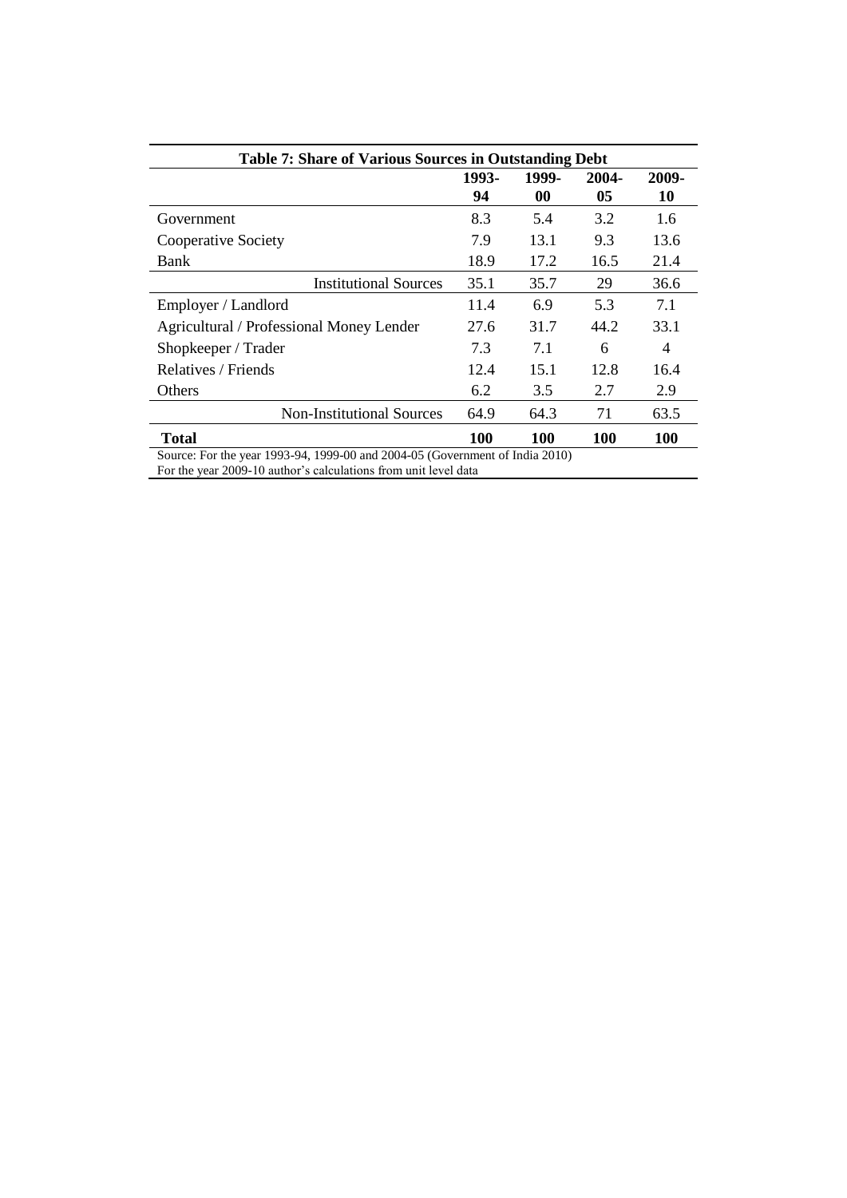**Table 7: Share of Various Sources in Outstanding Debt**

| | 1993-94 | 1999-00 | 2004-05 | 2009-10 |
|---|---|---|---|---|
| Government | 8.3 | 5.4 | 3.2 | 1.6 |
| Cooperative Society | 7.9 | 13.1 | 9.3 | 13.6 |
| Bank | 18.9 | 17.2 | 16.5 | 21.4 |
| Institutional Sources | 35.1 | 35.7 | 29 | 36.6 |
| Employer / Landlord | 11.4 | 6.9 | 5.3 | 7.1 |
| Agricultural / Professional Money Lender | 27.6 | 31.7 | 44.2 | 33.1 |
| Shopkeeper / Trader | 7.3 | 7.1 | 6 | 4 |
| Relatives / Friends | 12.4 | 15.1 | 12.8 | 16.4 |
| Others | 6.2 | 3.5 | 2.7 | 2.9 |
| Non-Institutional Sources | 64.9 | 64.3 | 71 | 63.5 |
| **Total** | **100** | **100** | **100** | **100** |

Source: For the year 1993-94, 1999-00 and 2004-05 (Government of India 2010)
For the year 2009-10 author's calculations from unit level data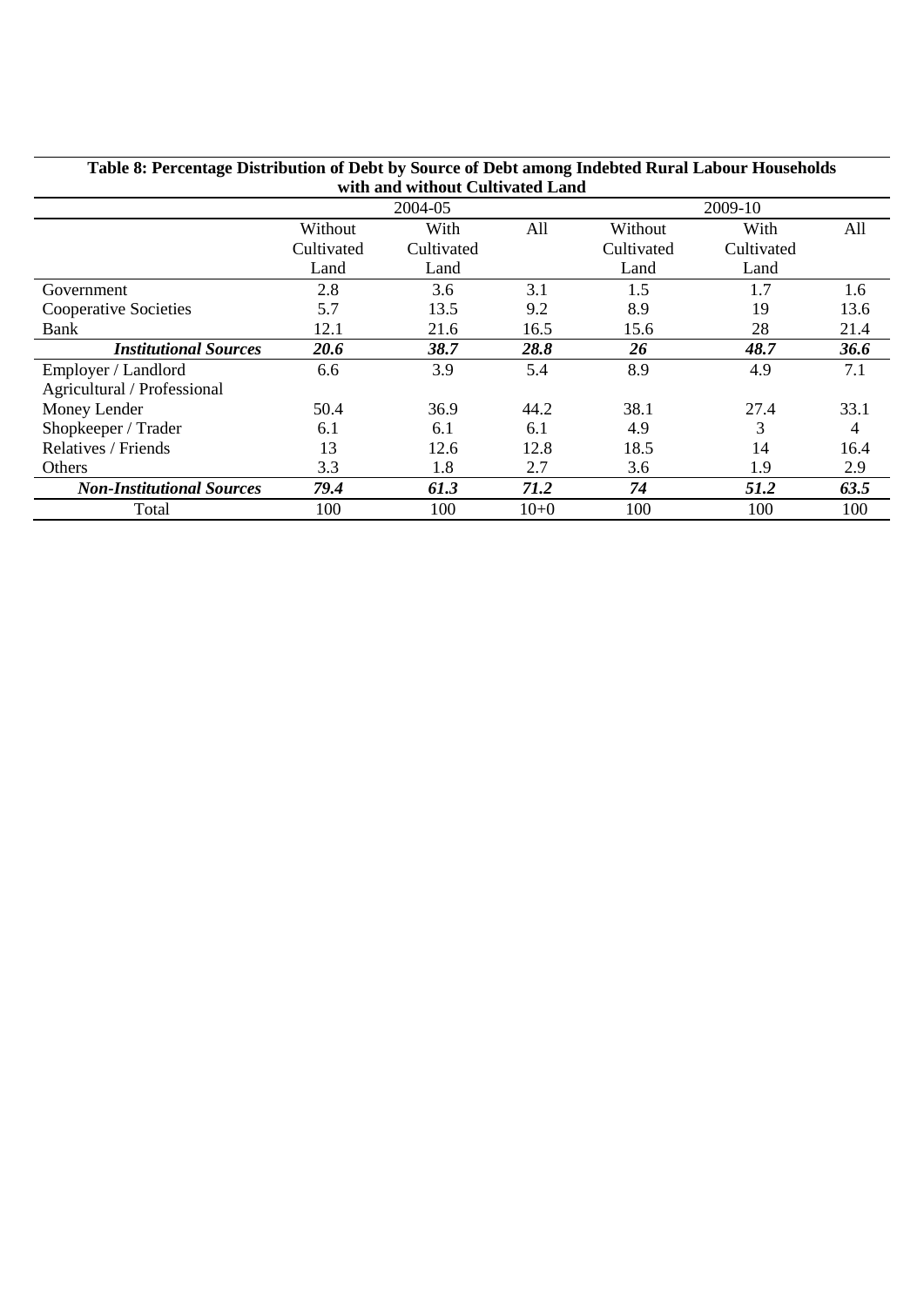**Table 8: Percentage Distribution of Debt by Source of Debt among Indebted Rural Labour Households with and without Cultivated Land**

| | 2004-05 | | | 2009-10 | | |
|---|---|---|---|---|---|---|
| | Without Cultivated Land | With Cultivated Land | All | Without Cultivated Land | With Cultivated Land | All |
| Government | 2.8 | 3.6 | 3.1 | 1.5 | 1.7 | 1.6 |
| Cooperative Societies | 5.7 | 13.5 | 9.2 | 8.9 | 19 | 13.6 |
| Bank | 12.1 | 21.6 | 16.5 | 15.6 | 28 | 21.4 |
| ***Institutional Sources*** | ***20.6*** | ***38.7*** | ***28.8*** | ***26*** | ***48.7*** | ***36.6*** |
| Employer / Landlord Agricultural / Professional | 6.6 | 3.9 | 5.4 | 8.9 | 4.9 | 7.1 |
| Money Lender | 50.4 | 36.9 | 44.2 | 38.1 | 27.4 | 33.1 |
| Shopkeeper / Trader | 6.1 | 6.1 | 6.1 | 4.9 | 3 | 4 |
| Relatives / Friends | 13 | 12.6 | 12.8 | 18.5 | 14 | 16.4 |
| Others | 3.3 | 1.8 | 2.7 | 3.6 | 1.9 | 2.9 |
| ***Non-Institutional Sources*** | ***79.4*** | ***61.3*** | ***71.2*** | ***74*** | ***51.2*** | ***63.5*** |
| Total | 100 | 100 | 10+0 | 100 | 100 | 100 |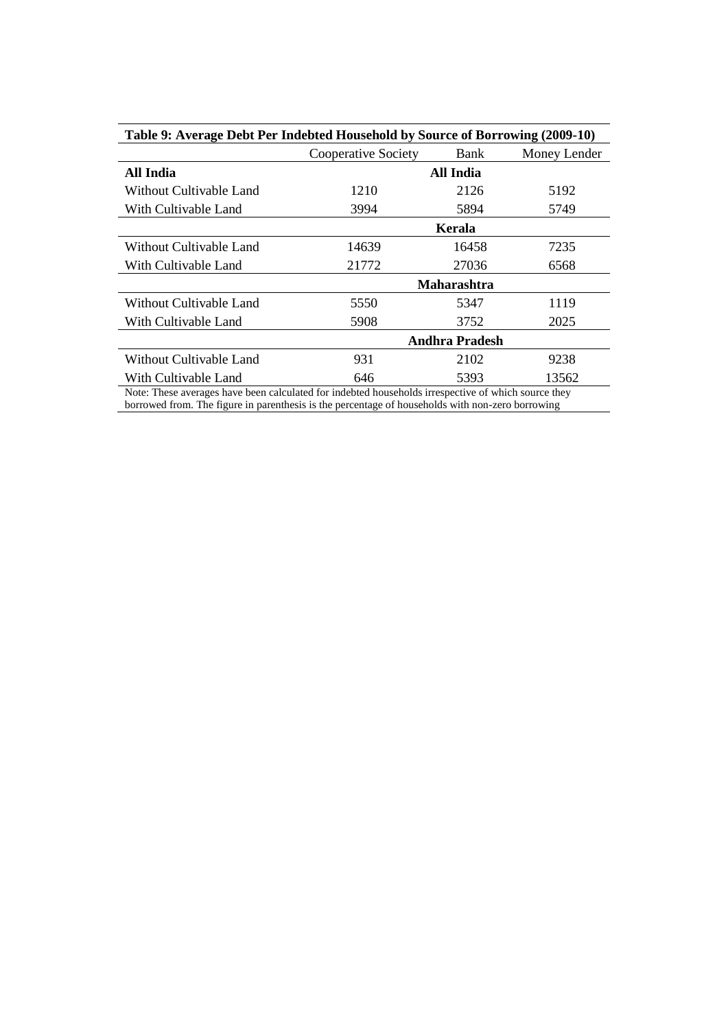**Table 9: Average Debt Per Indebted Household by Source of Borrowing (2009-10)**

| | Cooperative Society | Bank | Money Lender |
|---|---|---|---|
| **All India** | | **All India** | |
| Without Cultivable Land | 1210 | 2126 | 5192 |
| With Cultivable Land | 3994 | 5894 | 5749 |
| | | **Kerala** | |
| Without Cultivable Land | 14639 | 16458 | 7235 |
| With Cultivable Land | 21772 | 27036 | 6568 |
| | | **Maharashtra** | |
| Without Cultivable Land | 5550 | 5347 | 1119 |
| With Cultivable Land | 5908 | 3752 | 2025 |
| | | **Andhra Pradesh** | |
| Without Cultivable Land | 931 | 2102 | 9238 |
| With Cultivable Land | 646 | 5393 | 13562 |

Note: These averages have been calculated for indebted households irrespective of which source they borrowed from. The figure in parenthesis is the percentage of households with non-zero borrowing